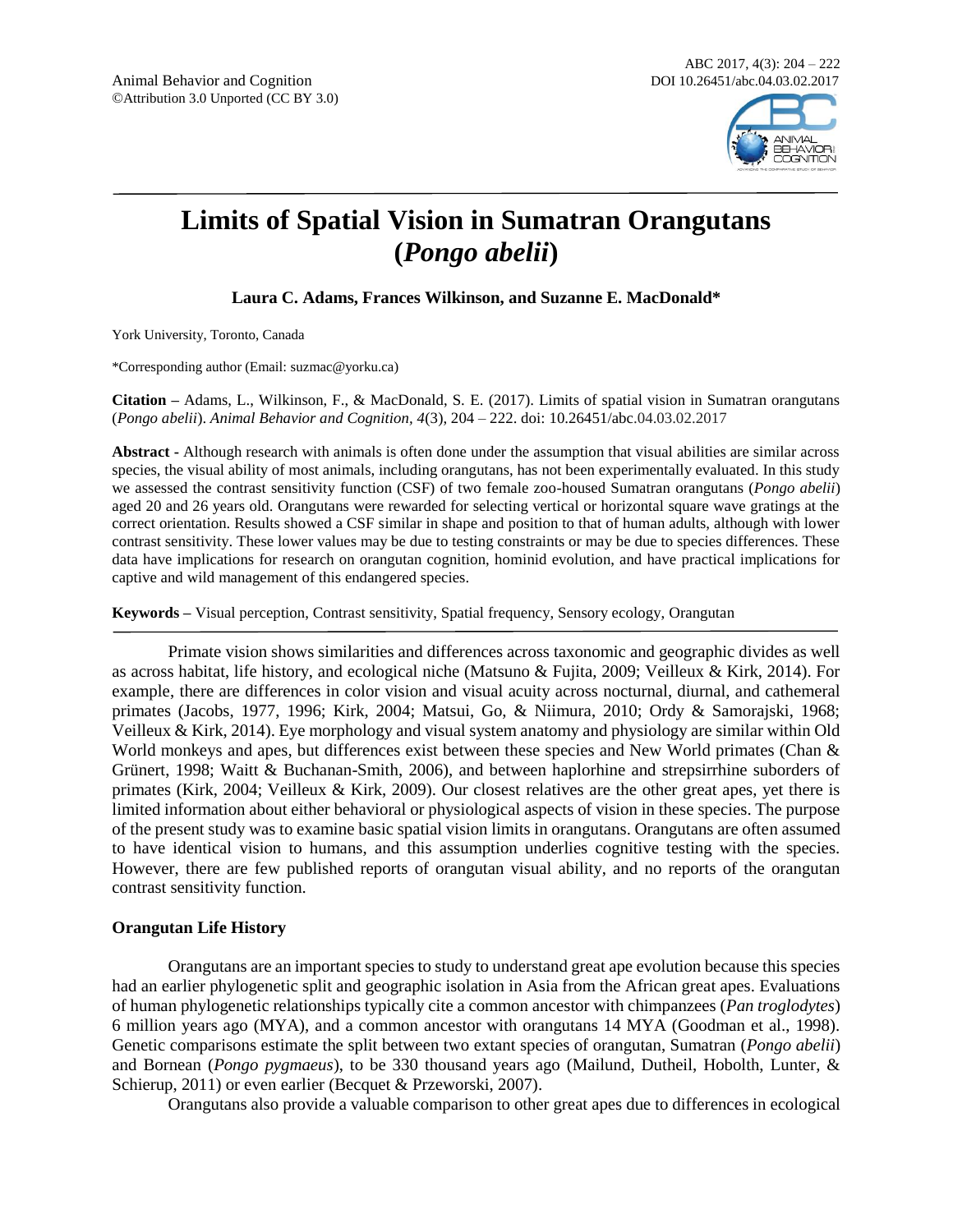Animal Behavior and Cognition
©Attribution 3.0 Unported (CC BY 3.0)

ABC 2017, 4(3): 204 – 222
DOI 10.26451/abc.04.03.02.2017

# Limits of Spatial Vision in Sumatran Orangutans (*Pongo abelii*)

**Laura C. Adams, Frances Wilkinson, and Suzanne E. MacDonald***

York University, Toronto, Canada

*Corresponding author (Email: suzmac@yorku.ca)

**Citation –** Adams, L., Wilkinson, F., & MacDonald, S. E. (2017). Limits of spatial vision in Sumatran orangutans (*Pongo abelii*). *Animal Behavior and Cognition*, *4*(3), 204 – 222. doi: 10.26451/abc.04.03.02.2017

**Abstract -** Although research with animals is often done under the assumption that visual abilities are similar across species, the visual ability of most animals, including orangutans, has not been experimentally evaluated. In this study we assessed the contrast sensitivity function (CSF) of two female zoo-housed Sumatran orangutans (*Pongo abelii*) aged 20 and 26 years old. Orangutans were rewarded for selecting vertical or horizontal square wave gratings at the correct orientation. Results showed a CSF similar in shape and position to that of human adults, although with lower contrast sensitivity. These lower values may be due to testing constraints or may be due to species differences. These data have implications for research on orangutan cognition, hominid evolution, and have practical implications for captive and wild management of this endangered species.

**Keywords –** Visual perception, Contrast sensitivity, Spatial frequency, Sensory ecology, Orangutan

Primate vision shows similarities and differences across taxonomic and geographic divides as well as across habitat, life history, and ecological niche (Matsuno & Fujita, 2009; Veilleux & Kirk, 2014). For example, there are differences in color vision and visual acuity across nocturnal, diurnal, and cathemeral primates (Jacobs, 1977, 1996; Kirk, 2004; Matsui, Go, & Niimura, 2010; Ordy & Samorajski, 1968; Veilleux & Kirk, 2014). Eye morphology and visual system anatomy and physiology are similar within Old World monkeys and apes, but differences exist between these species and New World primates (Chan & Grünert, 1998; Waitt & Buchanan-Smith, 2006), and between haplorhine and strepsirrhine suborders of primates (Kirk, 2004; Veilleux & Kirk, 2009). Our closest relatives are the other great apes, yet there is limited information about either behavioral or physiological aspects of vision in these species. The purpose of the present study was to examine basic spatial vision limits in orangutans. Orangutans are often assumed to have identical vision to humans, and this assumption underlies cognitive testing with the species. However, there are few published reports of orangutan visual ability, and no reports of the orangutan contrast sensitivity function.

### Orangutan Life History

Orangutans are an important species to study to understand great ape evolution because this species had an earlier phylogenetic split and geographic isolation in Asia from the African great apes. Evaluations of human phylogenetic relationships typically cite a common ancestor with chimpanzees (*Pan troglodytes*) 6 million years ago (MYA), and a common ancestor with orangutans 14 MYA (Goodman et al., 1998). Genetic comparisons estimate the split between two extant species of orangutan, Sumatran (*Pongo abelii*) and Bornean (*Pongo pygmaeus*), to be 330 thousand years ago (Mailund, Dutheil, Hobolth, Lunter, & Schierup, 2011) or even earlier (Becquet & Przeworski, 2007).

Orangutans also provide a valuable comparison to other great apes due to differences in ecological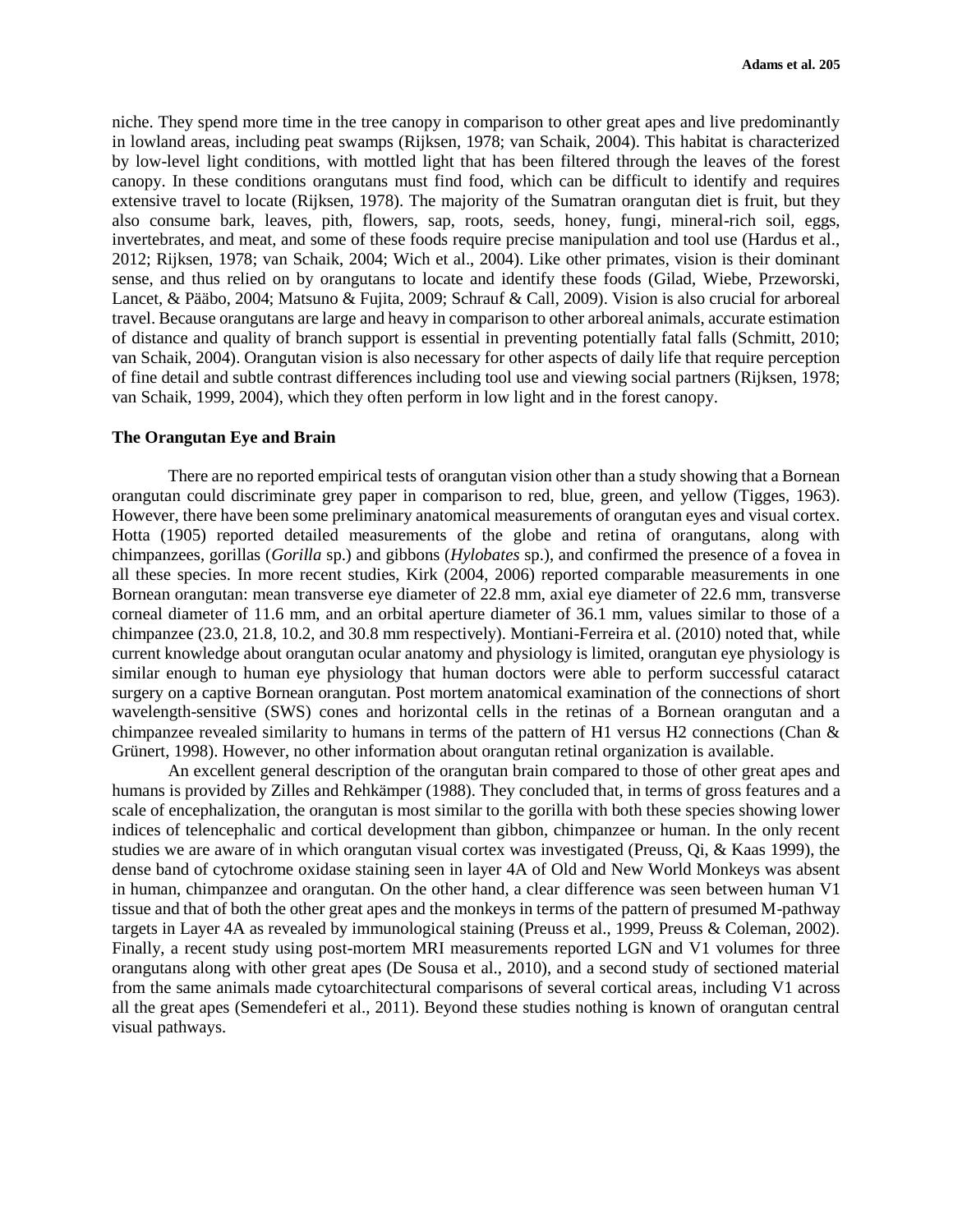niche. They spend more time in the tree canopy in comparison to other great apes and live predominantly in lowland areas, including peat swamps (Rijksen, 1978; van Schaik, 2004). This habitat is characterized by low-level light conditions, with mottled light that has been filtered through the leaves of the forest canopy. In these conditions orangutans must find food, which can be difficult to identify and requires extensive travel to locate (Rijksen, 1978). The majority of the Sumatran orangutan diet is fruit, but they also consume bark, leaves, pith, flowers, sap, roots, seeds, honey, fungi, mineral-rich soil, eggs, invertebrates, and meat, and some of these foods require precise manipulation and tool use (Hardus et al., 2012; Rijksen, 1978; van Schaik, 2004; Wich et al., 2004). Like other primates, vision is their dominant sense, and thus relied on by orangutans to locate and identify these foods (Gilad, Wiebe, Przeworski, Lancet, & Pääbo, 2004; Matsuno & Fujita, 2009; Schrauf & Call, 2009). Vision is also crucial for arboreal travel. Because orangutans are large and heavy in comparison to other arboreal animals, accurate estimation of distance and quality of branch support is essential in preventing potentially fatal falls (Schmitt, 2010; van Schaik, 2004). Orangutan vision is also necessary for other aspects of daily life that require perception of fine detail and subtle contrast differences including tool use and viewing social partners (Rijksen, 1978; van Schaik, 1999, 2004), which they often perform in low light and in the forest canopy.

### The Orangutan Eye and Brain

There are no reported empirical tests of orangutan vision other than a study showing that a Bornean orangutan could discriminate grey paper in comparison to red, blue, green, and yellow (Tigges, 1963). However, there have been some preliminary anatomical measurements of orangutan eyes and visual cortex. Hotta (1905) reported detailed measurements of the globe and retina of orangutans, along with chimpanzees, gorillas (*Gorilla* sp.) and gibbons (*Hylobates* sp.), and confirmed the presence of a fovea in all these species. In more recent studies, Kirk (2004, 2006) reported comparable measurements in one Bornean orangutan: mean transverse eye diameter of 22.8 mm, axial eye diameter of 22.6 mm, transverse corneal diameter of 11.6 mm, and an orbital aperture diameter of 36.1 mm, values similar to those of a chimpanzee (23.0, 21.8, 10.2, and 30.8 mm respectively). Montiani-Ferreira et al. (2010) noted that, while current knowledge about orangutan ocular anatomy and physiology is limited, orangutan eye physiology is similar enough to human eye physiology that human doctors were able to perform successful cataract surgery on a captive Bornean orangutan. Post mortem anatomical examination of the connections of short wavelength-sensitive (SWS) cones and horizontal cells in the retinas of a Bornean orangutan and a chimpanzee revealed similarity to humans in terms of the pattern of H1 versus H2 connections (Chan & Grünert, 1998). However, no other information about orangutan retinal organization is available.

An excellent general description of the orangutan brain compared to those of other great apes and humans is provided by Zilles and Rehkämper (1988). They concluded that, in terms of gross features and a scale of encephalization, the orangutan is most similar to the gorilla with both these species showing lower indices of telencephalic and cortical development than gibbon, chimpanzee or human. In the only recent studies we are aware of in which orangutan visual cortex was investigated (Preuss, Qi, & Kaas 1999), the dense band of cytochrome oxidase staining seen in layer 4A of Old and New World Monkeys was absent in human, chimpanzee and orangutan. On the other hand, a clear difference was seen between human V1 tissue and that of both the other great apes and the monkeys in terms of the pattern of presumed M-pathway targets in Layer 4A as revealed by immunological staining (Preuss et al., 1999, Preuss & Coleman, 2002). Finally, a recent study using post-mortem MRI measurements reported LGN and V1 volumes for three orangutans along with other great apes (De Sousa et al., 2010), and a second study of sectioned material from the same animals made cytoarchitectural comparisons of several cortical areas, including V1 across all the great apes (Semendeferi et al., 2011). Beyond these studies nothing is known of orangutan central visual pathways.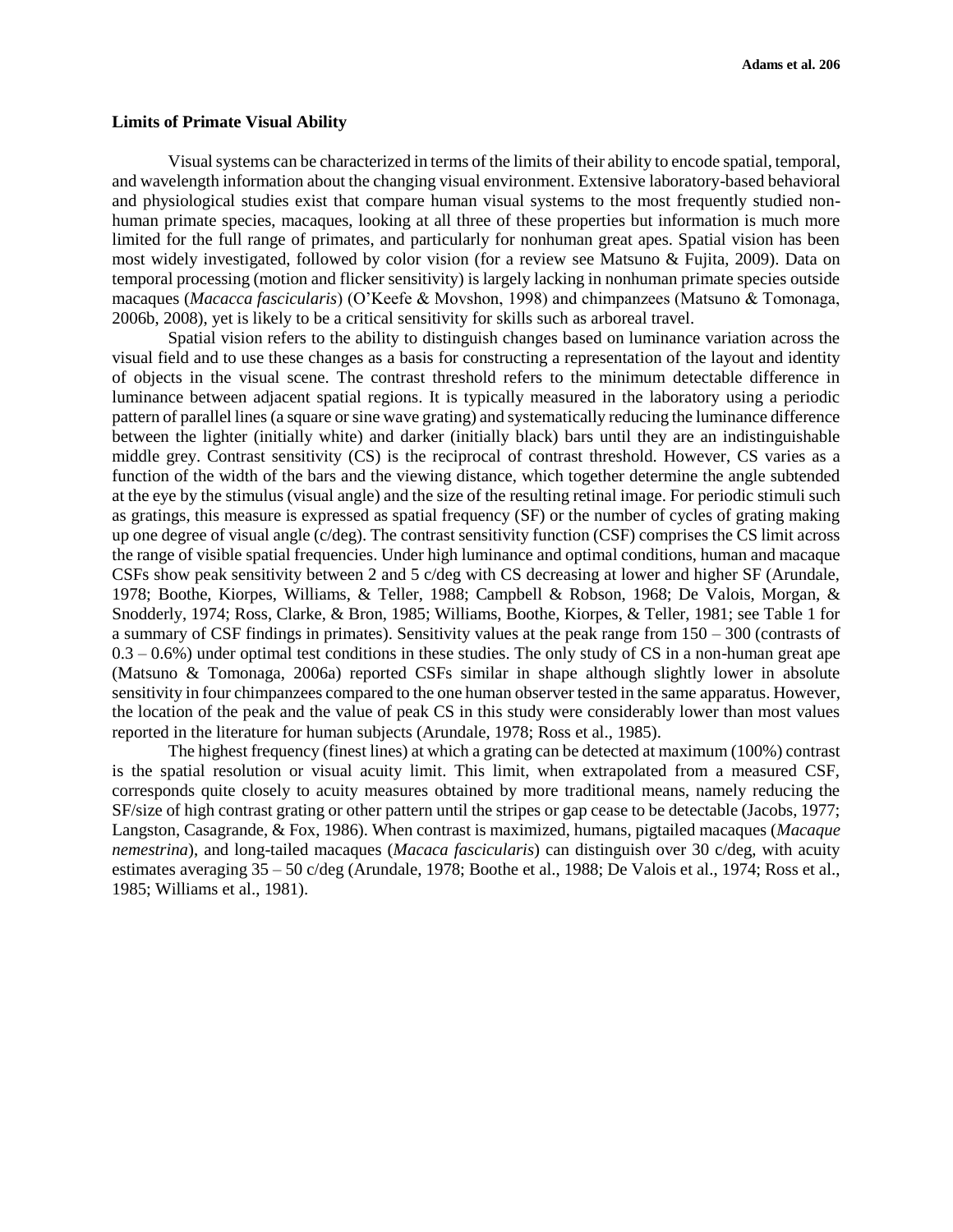## Limits of Primate Visual Ability

Visual systems can be characterized in terms of the limits of their ability to encode spatial, temporal, and wavelength information about the changing visual environment. Extensive laboratory-based behavioral and physiological studies exist that compare human visual systems to the most frequently studied non-human primate species, macaques, looking at all three of these properties but information is much more limited for the full range of primates, and particularly for nonhuman great apes. Spatial vision has been most widely investigated, followed by color vision (for a review see Matsuno & Fujita, 2009). Data on temporal processing (motion and flicker sensitivity) is largely lacking in nonhuman primate species outside macaques (*Macacca fascicularis*) (O'Keefe & Movshon, 1998) and chimpanzees (Matsuno & Tomonaga, 2006b, 2008), yet is likely to be a critical sensitivity for skills such as arboreal travel.

Spatial vision refers to the ability to distinguish changes based on luminance variation across the visual field and to use these changes as a basis for constructing a representation of the layout and identity of objects in the visual scene. The contrast threshold refers to the minimum detectable difference in luminance between adjacent spatial regions. It is typically measured in the laboratory using a periodic pattern of parallel lines (a square or sine wave grating) and systematically reducing the luminance difference between the lighter (initially white) and darker (initially black) bars until they are an indistinguishable middle grey. Contrast sensitivity (CS) is the reciprocal of contrast threshold. However, CS varies as a function of the width of the bars and the viewing distance, which together determine the angle subtended at the eye by the stimulus (visual angle) and the size of the resulting retinal image. For periodic stimuli such as gratings, this measure is expressed as spatial frequency (SF) or the number of cycles of grating making up one degree of visual angle (c/deg). The contrast sensitivity function (CSF) comprises the CS limit across the range of visible spatial frequencies. Under high luminance and optimal conditions, human and macaque CSFs show peak sensitivity between 2 and 5 c/deg with CS decreasing at lower and higher SF (Arundale, 1978; Boothe, Kiorpes, Williams, & Teller, 1988; Campbell & Robson, 1968; De Valois, Morgan, & Snodderly, 1974; Ross, Clarke, & Bron, 1985; Williams, Boothe, Kiorpes, & Teller, 1981; see Table 1 for a summary of CSF findings in primates). Sensitivity values at the peak range from 150 – 300 (contrasts of 0.3 – 0.6%) under optimal test conditions in these studies. The only study of CS in a non-human great ape (Matsuno & Tomonaga, 2006a) reported CSFs similar in shape although slightly lower in absolute sensitivity in four chimpanzees compared to the one human observer tested in the same apparatus. However, the location of the peak and the value of peak CS in this study were considerably lower than most values reported in the literature for human subjects (Arundale, 1978; Ross et al., 1985).

The highest frequency (finest lines) at which a grating can be detected at maximum (100%) contrast is the spatial resolution or visual acuity limit. This limit, when extrapolated from a measured CSF, corresponds quite closely to acuity measures obtained by more traditional means, namely reducing the SF/size of high contrast grating or other pattern until the stripes or gap cease to be detectable (Jacobs, 1977; Langston, Casagrande, & Fox, 1986). When contrast is maximized, humans, pigtailed macaques (*Macaque nemestrina*), and long-tailed macaques (*Macaca fascicularis*) can distinguish over 30 c/deg, with acuity estimates averaging 35 – 50 c/deg (Arundale, 1978; Boothe et al., 1988; De Valois et al., 1974; Ross et al., 1985; Williams et al., 1981).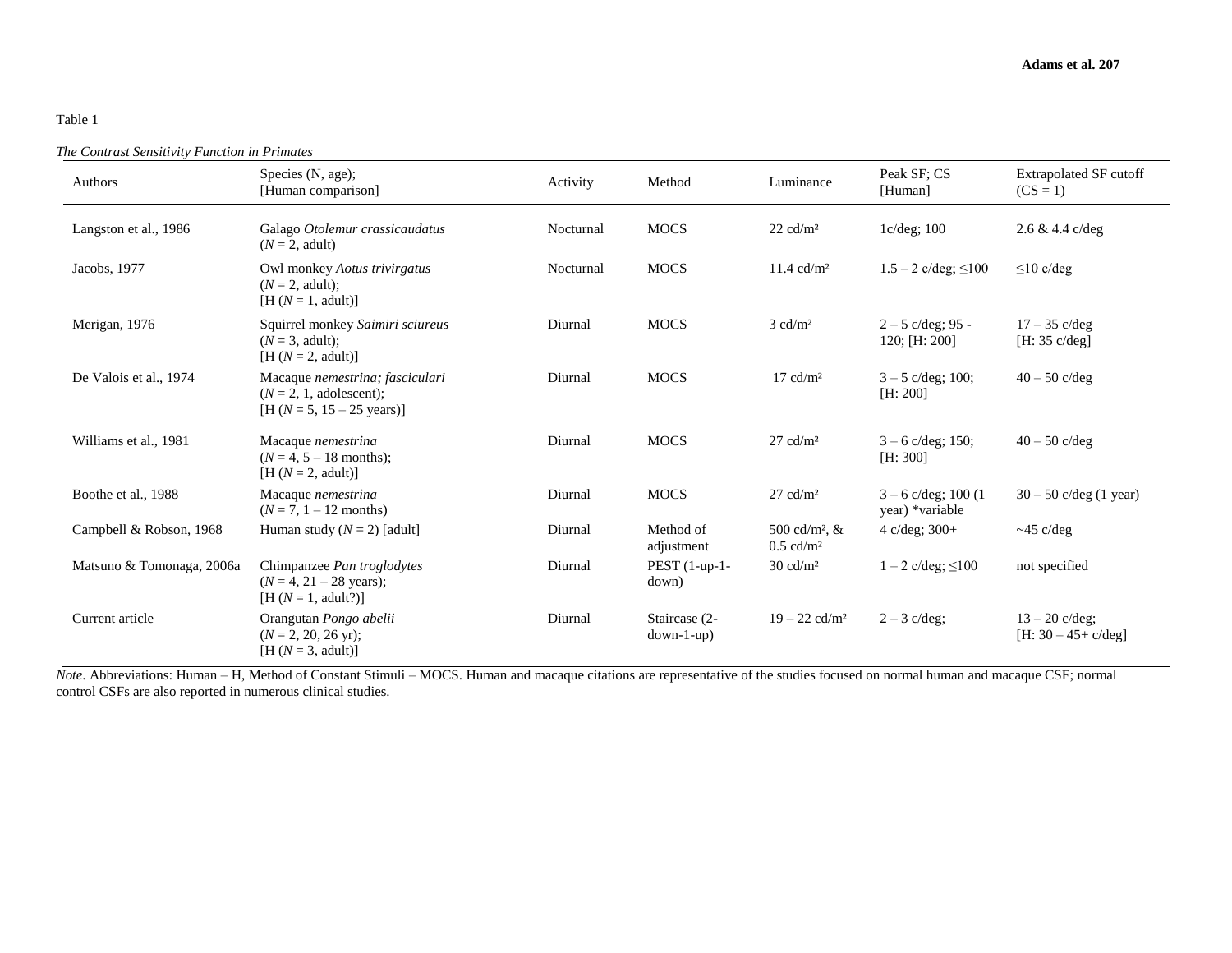Table 1

*The Contrast Sensitivity Function in Primates*

| Authors | Species (N, age); [Human comparison] | Activity | Method | Luminance | Peak SF; CS [Human] | Extrapolated SF cutoff (CS = 1) |
|---|---|---|---|---|---|---|
| Langston et al., 1986 | Galago *Otolemur crassicaudatus* (*N* = 2, adult) | Nocturnal | MOCS | 22 cd/m² | 1c/deg; 100 | 2.6 & 4.4 c/deg |
| Jacobs, 1977 | Owl monkey *Aotus trivirgatus* (*N* = 2, adult); [H (*N* = 1, adult)] | Nocturnal | MOCS | 11.4 cd/m² | 1.5 – 2 c/deg; ≤100 | ≤10 c/deg |
| Merigan, 1976 | Squirrel monkey *Saimiri sciureus* (*N* = 3, adult); [H (*N* = 2, adult)] | Diurnal | MOCS | 3 cd/m² | 2 – 5 c/deg; 95 - 120; [H: 200] | 17 – 35 c/deg [H: 35 c/deg] |
| De Valois et al., 1974 | Macaque *nemestrina; fasciculari* (*N* = 2, 1, adolescent); [H (*N* = 5, 15 – 25 years)] | Diurnal | MOCS | 17 cd/m² | 3 – 5 c/deg; 100; [H: 200] | 40 – 50 c/deg |
| Williams et al., 1981 | Macaque *nemestrina* (*N* = 4, 5 – 18 months); [H (*N* = 2, adult)] | Diurnal | MOCS | 27 cd/m² | 3 – 6 c/deg; 150; [H: 300] | 40 – 50 c/deg |
| Boothe et al., 1988 | Macaque *nemestrina* (*N* = 7, 1 – 12 months) | Diurnal | MOCS | 27 cd/m² | 3 – 6 c/deg; 100 (1 year) *variable | 30 – 50 c/deg (1 year) |
| Campbell & Robson, 1968 | Human study (*N* = 2) [adult] | Diurnal | Method of adjustment | 500 cd/m², & 0.5 cd/m² | 4 c/deg; 300+ | ~45 c/deg |
| Matsuno & Tomonaga, 2006a | Chimpanzee *Pan troglodytes* (*N* = 4, 21 – 28 years); [H (*N* = 1, adult?)] | Diurnal | PEST (1-up-1-down) | 30 cd/m² | 1 – 2 c/deg; ≤100 | not specified |
| Current article | Orangutan *Pongo abelii* (*N* = 2, 20, 26 yr); [H (*N* = 3, adult)] | Diurnal | Staircase (2-down-1-up) | 19 – 22 cd/m² | 2 – 3 c/deg; | 13 – 20 c/deg; [H: 30 – 45+ c/deg] |

*Note*. Abbreviations: Human – H, Method of Constant Stimuli – MOCS. Human and macaque citations are representative of the studies focused on normal human and macaque CSF; normal control CSFs are also reported in numerous clinical studies.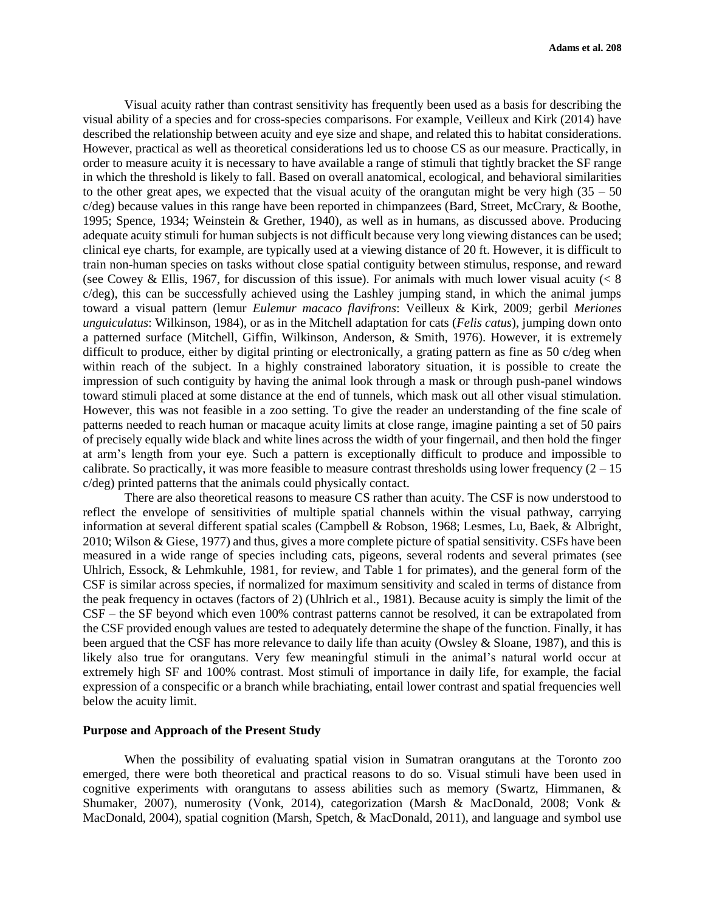Visual acuity rather than contrast sensitivity has frequently been used as a basis for describing the visual ability of a species and for cross-species comparisons. For example, Veilleux and Kirk (2014) have described the relationship between acuity and eye size and shape, and related this to habitat considerations. However, practical as well as theoretical considerations led us to choose CS as our measure. Practically, in order to measure acuity it is necessary to have available a range of stimuli that tightly bracket the SF range in which the threshold is likely to fall. Based on overall anatomical, ecological, and behavioral similarities to the other great apes, we expected that the visual acuity of the orangutan might be very high (35 – 50 c/deg) because values in this range have been reported in chimpanzees (Bard, Street, McCrary, & Boothe, 1995; Spence, 1934; Weinstein & Grether, 1940), as well as in humans, as discussed above. Producing adequate acuity stimuli for human subjects is not difficult because very long viewing distances can be used; clinical eye charts, for example, are typically used at a viewing distance of 20 ft. However, it is difficult to train non-human species on tasks without close spatial contiguity between stimulus, response, and reward (see Cowey & Ellis, 1967, for discussion of this issue). For animals with much lower visual acuity (< 8 c/deg), this can be successfully achieved using the Lashley jumping stand, in which the animal jumps toward a visual pattern (lemur *Eulemur macaco flavifrons*: Veilleux & Kirk, 2009; gerbil *Meriones unguiculatus*: Wilkinson, 1984), or as in the Mitchell adaptation for cats (*Felis catus*), jumping down onto a patterned surface (Mitchell, Giffin, Wilkinson, Anderson, & Smith, 1976). However, it is extremely difficult to produce, either by digital printing or electronically, a grating pattern as fine as 50 c/deg when within reach of the subject. In a highly constrained laboratory situation, it is possible to create the impression of such contiguity by having the animal look through a mask or through push-panel windows toward stimuli placed at some distance at the end of tunnels, which mask out all other visual stimulation. However, this was not feasible in a zoo setting. To give the reader an understanding of the fine scale of patterns needed to reach human or macaque acuity limits at close range, imagine painting a set of 50 pairs of precisely equally wide black and white lines across the width of your fingernail, and then hold the finger at arm's length from your eye. Such a pattern is exceptionally difficult to produce and impossible to calibrate. So practically, it was more feasible to measure contrast thresholds using lower frequency (2 – 15 c/deg) printed patterns that the animals could physically contact.

There are also theoretical reasons to measure CS rather than acuity. The CSF is now understood to reflect the envelope of sensitivities of multiple spatial channels within the visual pathway, carrying information at several different spatial scales (Campbell & Robson, 1968; Lesmes, Lu, Baek, & Albright, 2010; Wilson & Giese, 1977) and thus, gives a more complete picture of spatial sensitivity. CSFs have been measured in a wide range of species including cats, pigeons, several rodents and several primates (see Uhlrich, Essock, & Lehmkuhle, 1981, for review, and Table 1 for primates), and the general form of the CSF is similar across species, if normalized for maximum sensitivity and scaled in terms of distance from the peak frequency in octaves (factors of 2) (Uhlrich et al., 1981). Because acuity is simply the limit of the CSF – the SF beyond which even 100% contrast patterns cannot be resolved, it can be extrapolated from the CSF provided enough values are tested to adequately determine the shape of the function. Finally, it has been argued that the CSF has more relevance to daily life than acuity (Owsley & Sloane, 1987), and this is likely also true for orangutans. Very few meaningful stimuli in the animal's natural world occur at extremely high SF and 100% contrast. Most stimuli of importance in daily life, for example, the facial expression of a conspecific or a branch while brachiating, entail lower contrast and spatial frequencies well below the acuity limit.

### Purpose and Approach of the Present Study

When the possibility of evaluating spatial vision in Sumatran orangutans at the Toronto zoo emerged, there were both theoretical and practical reasons to do so. Visual stimuli have been used in cognitive experiments with orangutans to assess abilities such as memory (Swartz, Himmanen, & Shumaker, 2007), numerosity (Vonk, 2014), categorization (Marsh & MacDonald, 2008; Vonk & MacDonald, 2004), spatial cognition (Marsh, Spetch, & MacDonald, 2011), and language and symbol use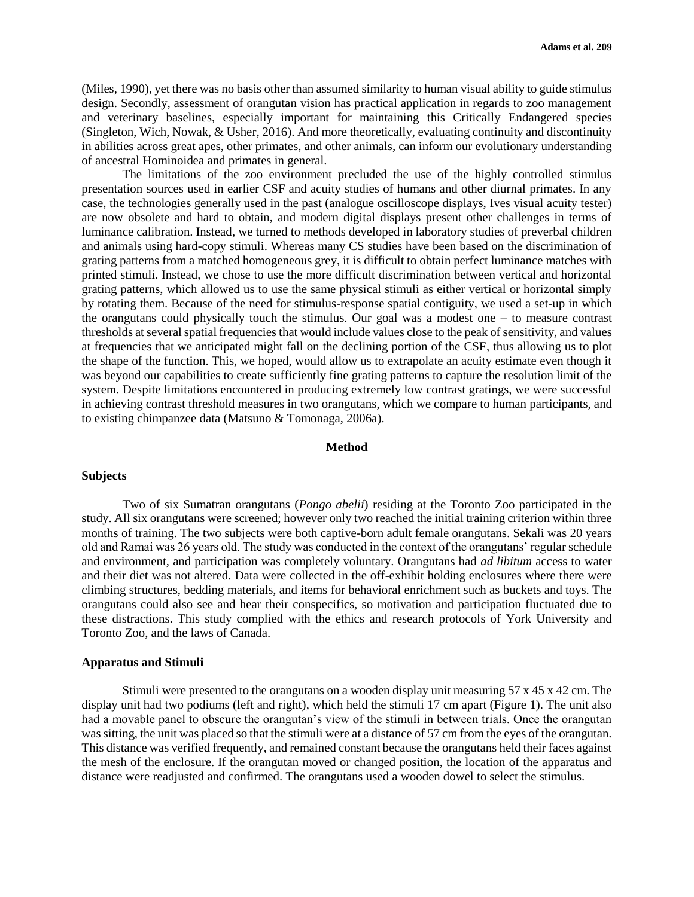(Miles, 1990), yet there was no basis other than assumed similarity to human visual ability to guide stimulus design. Secondly, assessment of orangutan vision has practical application in regards to zoo management and veterinary baselines, especially important for maintaining this Critically Endangered species (Singleton, Wich, Nowak, & Usher, 2016). And more theoretically, evaluating continuity and discontinuity in abilities across great apes, other primates, and other animals, can inform our evolutionary understanding of ancestral Hominoidea and primates in general.

The limitations of the zoo environment precluded the use of the highly controlled stimulus presentation sources used in earlier CSF and acuity studies of humans and other diurnal primates. In any case, the technologies generally used in the past (analogue oscilloscope displays, Ives visual acuity tester) are now obsolete and hard to obtain, and modern digital displays present other challenges in terms of luminance calibration. Instead, we turned to methods developed in laboratory studies of preverbal children and animals using hard-copy stimuli. Whereas many CS studies have been based on the discrimination of grating patterns from a matched homogeneous grey, it is difficult to obtain perfect luminance matches with printed stimuli. Instead, we chose to use the more difficult discrimination between vertical and horizontal grating patterns, which allowed us to use the same physical stimuli as either vertical or horizontal simply by rotating them. Because of the need for stimulus-response spatial contiguity, we used a set-up in which the orangutans could physically touch the stimulus. Our goal was a modest one – to measure contrast thresholds at several spatial frequencies that would include values close to the peak of sensitivity, and values at frequencies that we anticipated might fall on the declining portion of the CSF, thus allowing us to plot the shape of the function. This, we hoped, would allow us to extrapolate an acuity estimate even though it was beyond our capabilities to create sufficiently fine grating patterns to capture the resolution limit of the system. Despite limitations encountered in producing extremely low contrast gratings, we were successful in achieving contrast threshold measures in two orangutans, which we compare to human participants, and to existing chimpanzee data (Matsuno & Tomonaga, 2006a).

## Method

### Subjects

Two of six Sumatran orangutans (*Pongo abelii*) residing at the Toronto Zoo participated in the study. All six orangutans were screened; however only two reached the initial training criterion within three months of training. The two subjects were both captive-born adult female orangutans. Sekali was 20 years old and Ramai was 26 years old. The study was conducted in the context of the orangutans' regular schedule and environment, and participation was completely voluntary. Orangutans had *ad libitum* access to water and their diet was not altered. Data were collected in the off-exhibit holding enclosures where there were climbing structures, bedding materials, and items for behavioral enrichment such as buckets and toys. The orangutans could also see and hear their conspecifics, so motivation and participation fluctuated due to these distractions. This study complied with the ethics and research protocols of York University and Toronto Zoo, and the laws of Canada.

### Apparatus and Stimuli

Stimuli were presented to the orangutans on a wooden display unit measuring 57 x 45 x 42 cm. The display unit had two podiums (left and right), which held the stimuli 17 cm apart (Figure 1). The unit also had a movable panel to obscure the orangutan's view of the stimuli in between trials. Once the orangutan was sitting, the unit was placed so that the stimuli were at a distance of 57 cm from the eyes of the orangutan. This distance was verified frequently, and remained constant because the orangutans held their faces against the mesh of the enclosure. If the orangutan moved or changed position, the location of the apparatus and distance were readjusted and confirmed. The orangutans used a wooden dowel to select the stimulus.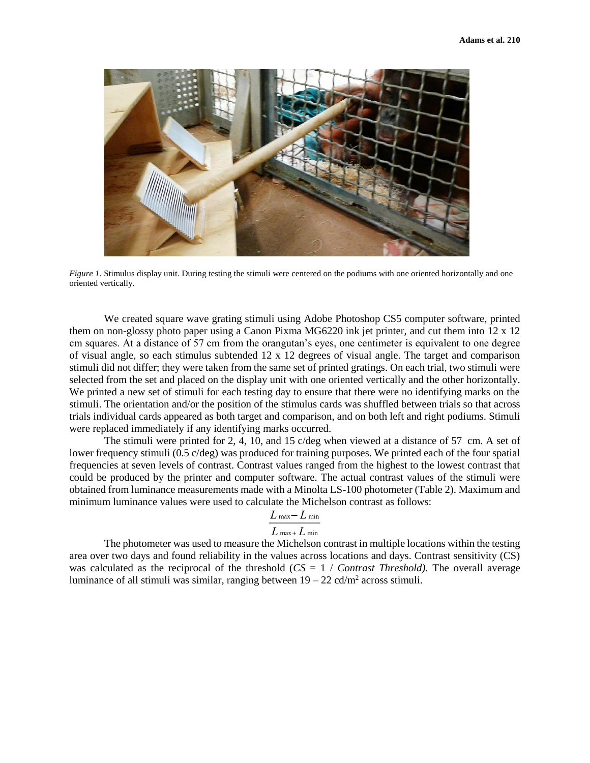*Figure 1*. Stimulus display unit. During testing the stimuli were centered on the podiums with one oriented horizontally and one oriented vertically.

We created square wave grating stimuli using Adobe Photoshop CS5 computer software, printed them on non-glossy photo paper using a Canon Pixma MG6220 ink jet printer, and cut them into 12 x 12 cm squares. At a distance of 57 cm from the orangutan's eyes, one centimeter is equivalent to one degree of visual angle, so each stimulus subtended 12 x 12 degrees of visual angle. The target and comparison stimuli did not differ; they were taken from the same set of printed gratings. On each trial, two stimuli were selected from the set and placed on the display unit with one oriented vertically and the other horizontally. We printed a new set of stimuli for each testing day to ensure that there were no identifying marks on the stimuli. The orientation and/or the position of the stimulus cards was shuffled between trials so that across trials individual cards appeared as both target and comparison, and on both left and right podiums. Stimuli were replaced immediately if any identifying marks occurred.

The stimuli were printed for 2, 4, 10, and 15 c/deg when viewed at a distance of 57 cm. A set of lower frequency stimuli (0.5 c/deg) was produced for training purposes. We printed each of the four spatial frequencies at seven levels of contrast. Contrast values ranged from the highest to the lowest contrast that could be produced by the printer and computer software. The actual contrast values of the stimuli were obtained from luminance measurements made with a Minolta LS-100 photometer (Table 2). Maximum and minimum luminance values were used to calculate the Michelson contrast as follows:

$$\frac{L_{\max} - L_{\min}}{L_{\max} + L_{\min}}$$

The photometer was used to measure the Michelson contrast in multiple locations within the testing area over two days and found reliability in the values across locations and days. Contrast sensitivity (CS) was calculated as the reciprocal of the threshold (*CS* = 1 / *Contrast Threshold)*. The overall average luminance of all stimuli was similar, ranging between 19 – 22 cd/m$^2$ across stimuli.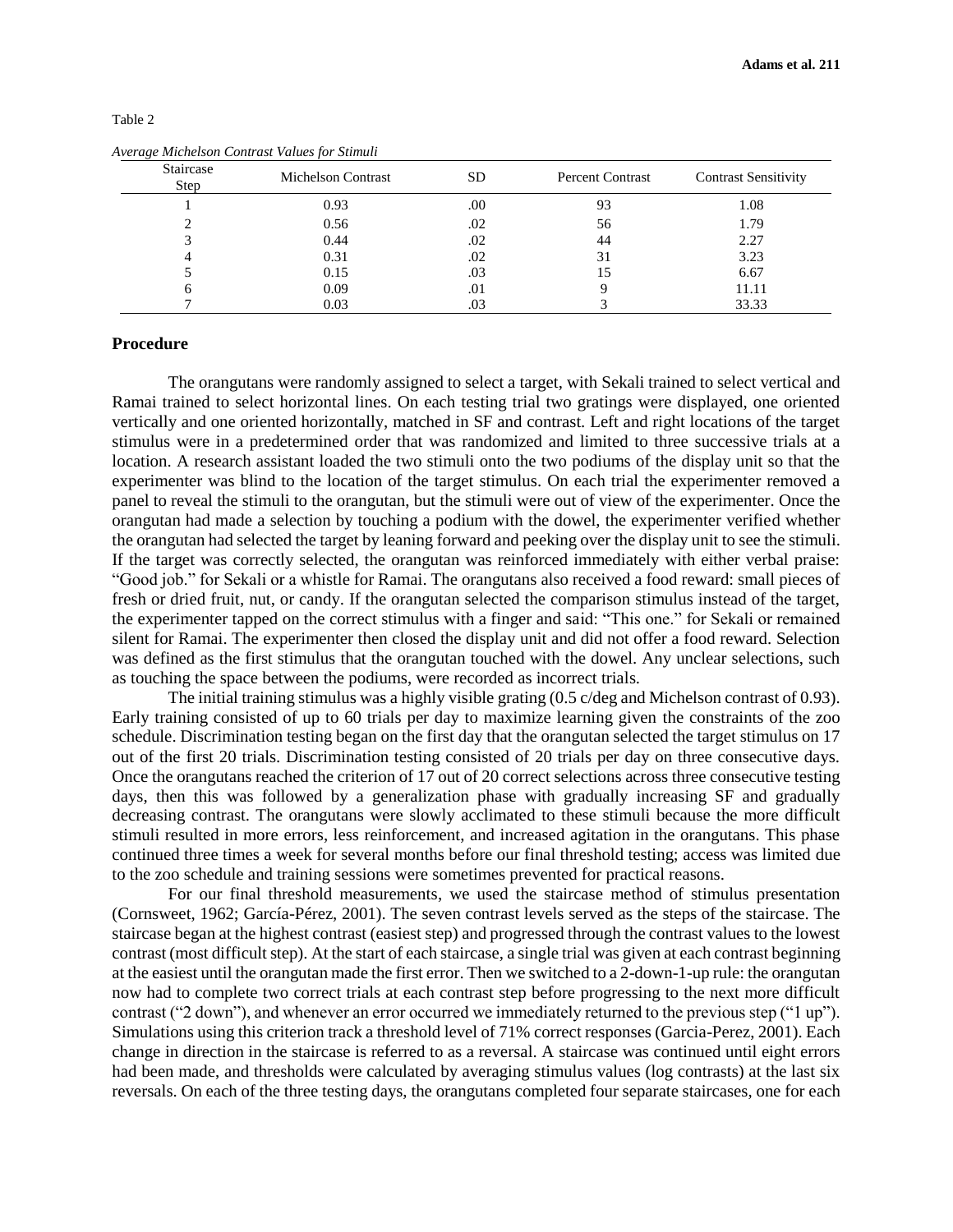Table 2

*Average Michelson Contrast Values for Stimuli*

| Staircase Step | Michelson Contrast | SD | Percent Contrast | Contrast Sensitivity |
|---|---|---|---|---|
| 1 | 0.93 | .00 | 93 | 1.08 |
| 2 | 0.56 | .02 | 56 | 1.79 |
| 3 | 0.44 | .02 | 44 | 2.27 |
| 4 | 0.31 | .02 | 31 | 3.23 |
| 5 | 0.15 | .03 | 15 | 6.67 |
| 6 | 0.09 | .01 | 9 | 11.11 |
| 7 | 0.03 | .03 | 3 | 33.33 |

## Procedure

The orangutans were randomly assigned to select a target, with Sekali trained to select vertical and Ramai trained to select horizontal lines. On each testing trial two gratings were displayed, one oriented vertically and one oriented horizontally, matched in SF and contrast. Left and right locations of the target stimulus were in a predetermined order that was randomized and limited to three successive trials at a location. A research assistant loaded the two stimuli onto the two podiums of the display unit so that the experimenter was blind to the location of the target stimulus. On each trial the experimenter removed a panel to reveal the stimuli to the orangutan, but the stimuli were out of view of the experimenter. Once the orangutan had made a selection by touching a podium with the dowel, the experimenter verified whether the orangutan had selected the target by leaning forward and peeking over the display unit to see the stimuli. If the target was correctly selected, the orangutan was reinforced immediately with either verbal praise: "Good job." for Sekali or a whistle for Ramai. The orangutans also received a food reward: small pieces of fresh or dried fruit, nut, or candy. If the orangutan selected the comparison stimulus instead of the target, the experimenter tapped on the correct stimulus with a finger and said: "This one." for Sekali or remained silent for Ramai. The experimenter then closed the display unit and did not offer a food reward. Selection was defined as the first stimulus that the orangutan touched with the dowel. Any unclear selections, such as touching the space between the podiums, were recorded as incorrect trials.

The initial training stimulus was a highly visible grating (0.5 c/deg and Michelson contrast of 0.93). Early training consisted of up to 60 trials per day to maximize learning given the constraints of the zoo schedule. Discrimination testing began on the first day that the orangutan selected the target stimulus on 17 out of the first 20 trials. Discrimination testing consisted of 20 trials per day on three consecutive days. Once the orangutans reached the criterion of 17 out of 20 correct selections across three consecutive testing days, then this was followed by a generalization phase with gradually increasing SF and gradually decreasing contrast. The orangutans were slowly acclimated to these stimuli because the more difficult stimuli resulted in more errors, less reinforcement, and increased agitation in the orangutans. This phase continued three times a week for several months before our final threshold testing; access was limited due to the zoo schedule and training sessions were sometimes prevented for practical reasons.

For our final threshold measurements, we used the staircase method of stimulus presentation (Cornsweet, 1962; García-Pérez, 2001). The seven contrast levels served as the steps of the staircase. The staircase began at the highest contrast (easiest step) and progressed through the contrast values to the lowest contrast (most difficult step). At the start of each staircase, a single trial was given at each contrast beginning at the easiest until the orangutan made the first error. Then we switched to a 2-down-1-up rule: the orangutan now had to complete two correct trials at each contrast step before progressing to the next more difficult contrast ("2 down"), and whenever an error occurred we immediately returned to the previous step ("1 up"). Simulations using this criterion track a threshold level of 71% correct responses (Garcia-Perez, 2001). Each change in direction in the staircase is referred to as a reversal. A staircase was continued until eight errors had been made, and thresholds were calculated by averaging stimulus values (log contrasts) at the last six reversals. On each of the three testing days, the orangutans completed four separate staircases, one for each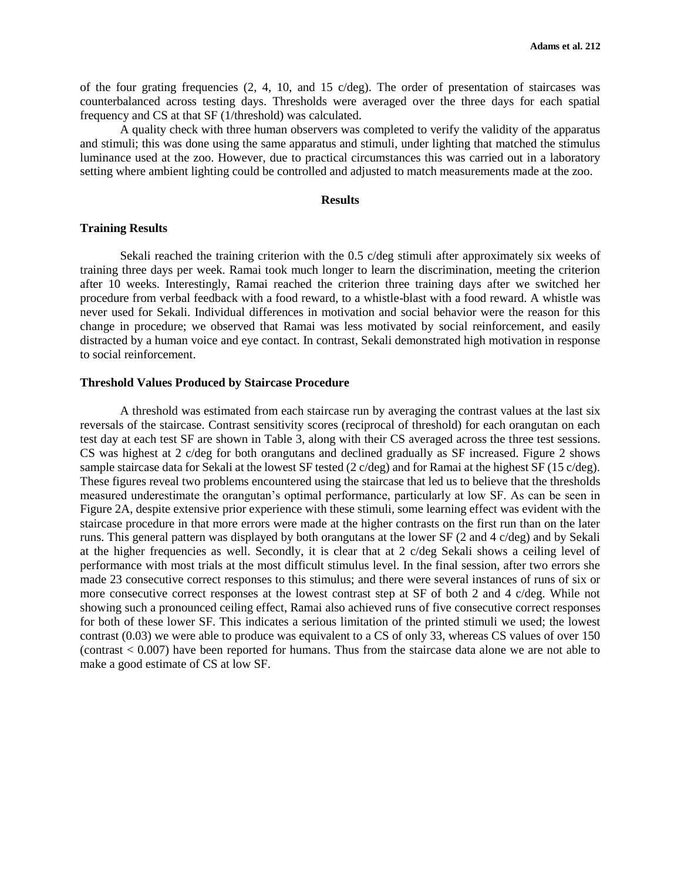of the four grating frequencies (2, 4, 10, and 15 c/deg). The order of presentation of staircases was counterbalanced across testing days. Thresholds were averaged over the three days for each spatial frequency and CS at that SF (1/threshold) was calculated.

A quality check with three human observers was completed to verify the validity of the apparatus and stimuli; this was done using the same apparatus and stimuli, under lighting that matched the stimulus luminance used at the zoo. However, due to practical circumstances this was carried out in a laboratory setting where ambient lighting could be controlled and adjusted to match measurements made at the zoo.

## Results

### Training Results

Sekali reached the training criterion with the 0.5 c/deg stimuli after approximately six weeks of training three days per week. Ramai took much longer to learn the discrimination, meeting the criterion after 10 weeks. Interestingly, Ramai reached the criterion three training days after we switched her procedure from verbal feedback with a food reward, to a whistle-blast with a food reward. A whistle was never used for Sekali. Individual differences in motivation and social behavior were the reason for this change in procedure; we observed that Ramai was less motivated by social reinforcement, and easily distracted by a human voice and eye contact. In contrast, Sekali demonstrated high motivation in response to social reinforcement.

### Threshold Values Produced by Staircase Procedure

A threshold was estimated from each staircase run by averaging the contrast values at the last six reversals of the staircase. Contrast sensitivity scores (reciprocal of threshold) for each orangutan on each test day at each test SF are shown in Table 3, along with their CS averaged across the three test sessions. CS was highest at 2 c/deg for both orangutans and declined gradually as SF increased. Figure 2 shows sample staircase data for Sekali at the lowest SF tested (2 c/deg) and for Ramai at the highest SF (15 c/deg). These figures reveal two problems encountered using the staircase that led us to believe that the thresholds measured underestimate the orangutan's optimal performance, particularly at low SF. As can be seen in Figure 2A, despite extensive prior experience with these stimuli, some learning effect was evident with the staircase procedure in that more errors were made at the higher contrasts on the first run than on the later runs. This general pattern was displayed by both orangutans at the lower SF (2 and 4 c/deg) and by Sekali at the higher frequencies as well. Secondly, it is clear that at 2 c/deg Sekali shows a ceiling level of performance with most trials at the most difficult stimulus level. In the final session, after two errors she made 23 consecutive correct responses to this stimulus; and there were several instances of runs of six or more consecutive correct responses at the lowest contrast step at SF of both 2 and 4 c/deg. While not showing such a pronounced ceiling effect, Ramai also achieved runs of five consecutive correct responses for both of these lower SF. This indicates a serious limitation of the printed stimuli we used; the lowest contrast (0.03) we were able to produce was equivalent to a CS of only 33, whereas CS values of over 150 (contrast $< 0.007$) have been reported for humans. Thus from the staircase data alone we are not able to make a good estimate of CS at low SF.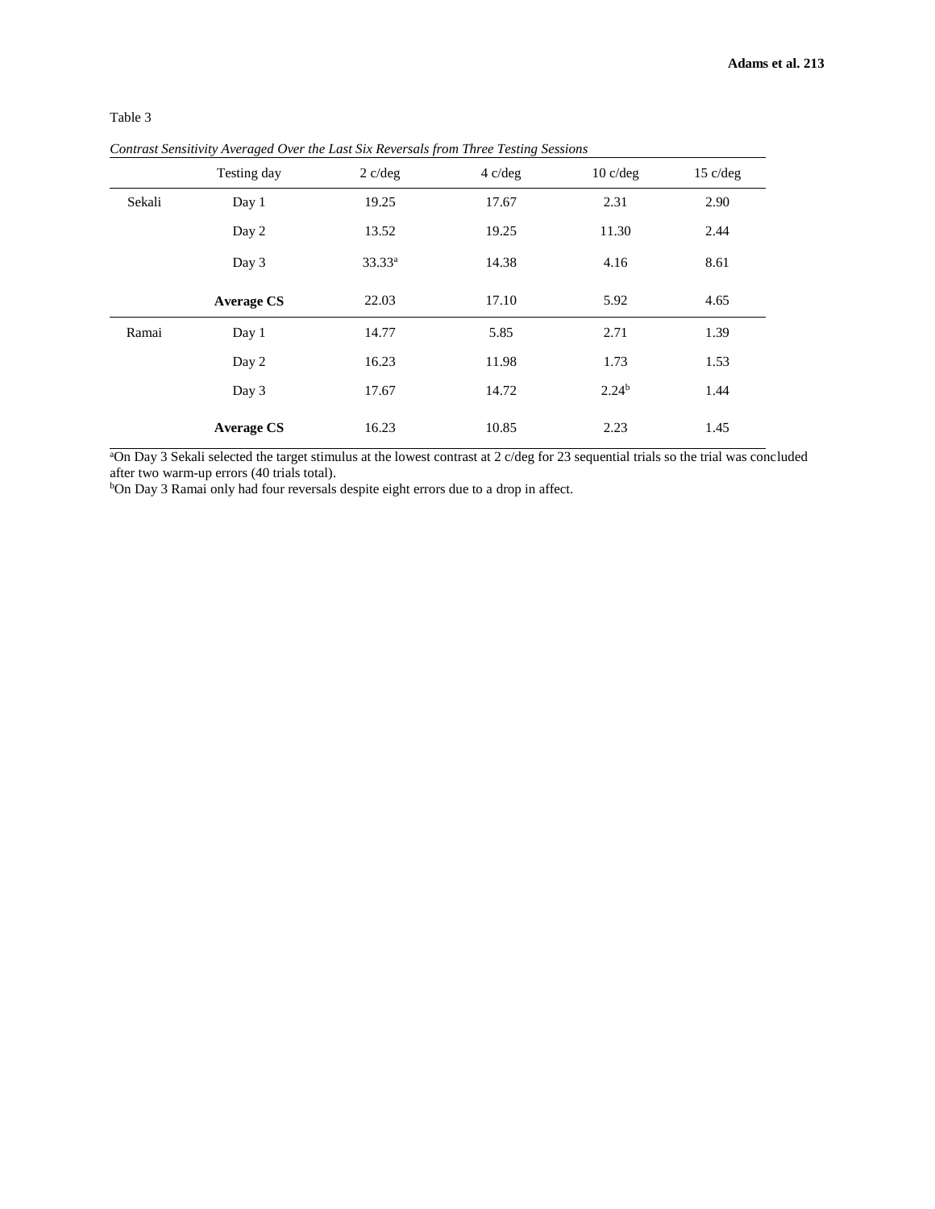Table 3

*Contrast Sensitivity Averaged Over the Last Six Reversals from Three Testing Sessions*

| | Testing day | 2 c/deg | 4 c/deg | 10 c/deg | 15 c/deg |
|---|---|---|---|---|---|
| Sekali | Day 1 | 19.25 | 17.67 | 2.31 | 2.90 |
| | Day 2 | 13.52 | 19.25 | 11.30 | 2.44 |
| | Day 3 | 33.33[a] | 14.38 | 4.16 | 8.61 |
| | **Average CS** | 22.03 | 17.10 | 5.92 | 4.65 |
| Ramai | Day 1 | 14.77 | 5.85 | 2.71 | 1.39 |
| | Day 2 | 16.23 | 11.98 | 1.73 | 1.53 |
| | Day 3 | 17.67 | 14.72 | 2.24[b] | 1.44 |
| | **Average CS** | 16.23 | 10.85 | 2.23 | 1.45 |

[a]On Day 3 Sekali selected the target stimulus at the lowest contrast at 2 c/deg for 23 sequential trials so the trial was concluded after two warm-up errors (40 trials total).
[b]On Day 3 Ramai only had four reversals despite eight errors due to a drop in affect.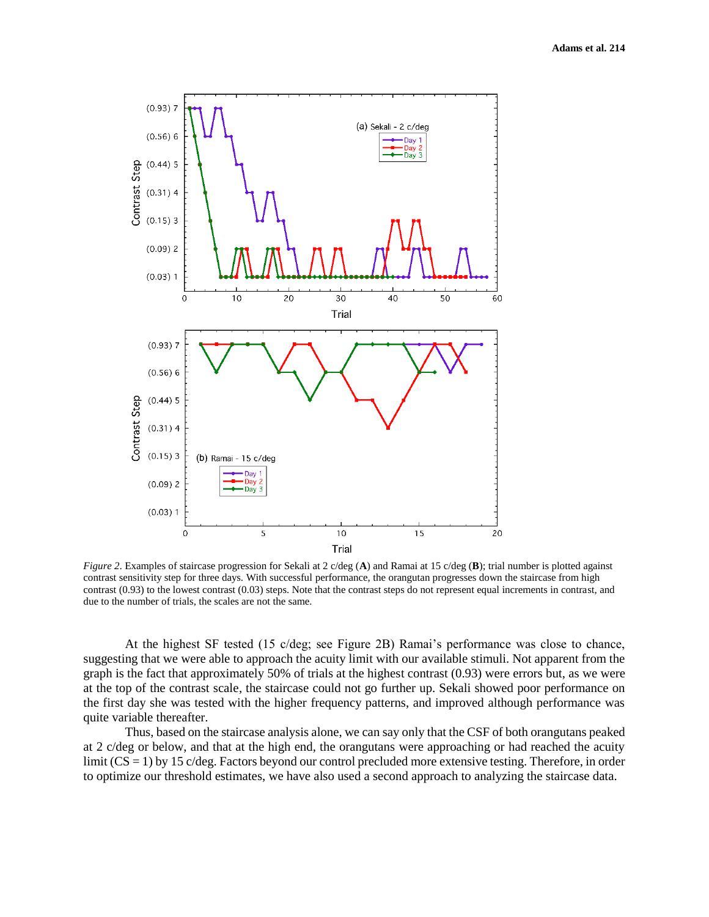*Figure 2*. Examples of staircase progression for Sekali at 2 c/deg (**A**) and Ramai at 15 c/deg (**B**); trial number is plotted against contrast sensitivity step for three days. With successful performance, the orangutan progresses down the staircase from high contrast (0.93) to the lowest contrast (0.03) steps. Note that the contrast steps do not represent equal increments in contrast, and due to the number of trials, the scales are not the same.

At the highest SF tested (15 c/deg; see Figure 2B) Ramai's performance was close to chance, suggesting that we were able to approach the acuity limit with our available stimuli. Not apparent from the graph is the fact that approximately 50% of trials at the highest contrast (0.93) were errors but, as we were at the top of the contrast scale, the staircase could not go further up. Sekali showed poor performance on the first day she was tested with the higher frequency patterns, and improved although performance was quite variable thereafter.

Thus, based on the staircase analysis alone, we can say only that the CSF of both orangutans peaked at 2 c/deg or below, and that at the high end, the orangutans were approaching or had reached the acuity limit (CS = 1) by 15 c/deg. Factors beyond our control precluded more extensive testing. Therefore, in order to optimize our threshold estimates, we have also used a second approach to analyzing the staircase data.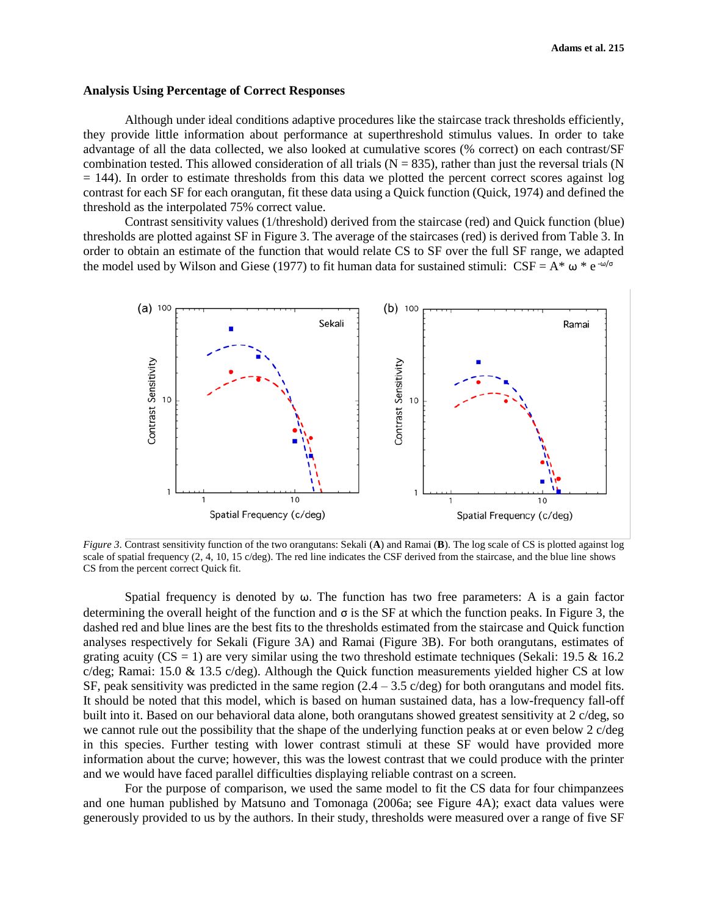### Analysis Using Percentage of Correct Responses

Although under ideal conditions adaptive procedures like the staircase track thresholds efficiently, they provide little information about performance at superthreshold stimulus values. In order to take advantage of all the data collected, we also looked at cumulative scores (% correct) on each contrast/SF combination tested. This allowed consideration of all trials (N = 835), rather than just the reversal trials (N = 144). In order to estimate thresholds from this data we plotted the percent correct scores against log contrast for each SF for each orangutan, fit these data using a Quick function (Quick, 1974) and defined the threshold as the interpolated 75% correct value.

Contrast sensitivity values (1/threshold) derived from the staircase (red) and Quick function (blue) thresholds are plotted against SF in Figure 3. The average of the staircases (red) is derived from Table 3. In order to obtain an estimate of the function that would relate CS to SF over the full SF range, we adapted the model used by Wilson and Giese (1977) to fit human data for sustained stimuli: $CSF = A * \omega * e^{-\omega/\sigma}$

*Figure 3*. Contrast sensitivity function of the two orangutans: Sekali (**A**) and Ramai (**B**). The log scale of CS is plotted against log scale of spatial frequency (2, 4, 10, 15 c/deg). The red line indicates the CSF derived from the staircase, and the blue line shows CS from the percent correct Quick fit.

Spatial frequency is denoted by $\omega$. The function has two free parameters: A is a gain factor determining the overall height of the function and $\sigma$ is the SF at which the function peaks. In Figure 3, the dashed red and blue lines are the best fits to the thresholds estimated from the staircase and Quick function analyses respectively for Sekali (Figure 3A) and Ramai (Figure 3B). For both orangutans, estimates of grating acuity (CS = 1) are very similar using the two threshold estimate techniques (Sekali: 19.5 & 16.2 c/deg; Ramai: 15.0 & 13.5 c/deg). Although the Quick function measurements yielded higher CS at low SF, peak sensitivity was predicted in the same region (2.4 – 3.5 c/deg) for both orangutans and model fits. It should be noted that this model, which is based on human sustained data, has a low-frequency fall-off built into it. Based on our behavioral data alone, both orangutans showed greatest sensitivity at 2 c/deg, so we cannot rule out the possibility that the shape of the underlying function peaks at or even below 2 c/deg in this species. Further testing with lower contrast stimuli at these SF would have provided more information about the curve; however, this was the lowest contrast that we could produce with the printer and we would have faced parallel difficulties displaying reliable contrast on a screen.

For the purpose of comparison, we used the same model to fit the CS data for four chimpanzees and one human published by Matsuno and Tomonaga (2006a; see Figure 4A); exact data values were generously provided to us by the authors. In their study, thresholds were measured over a range of five SF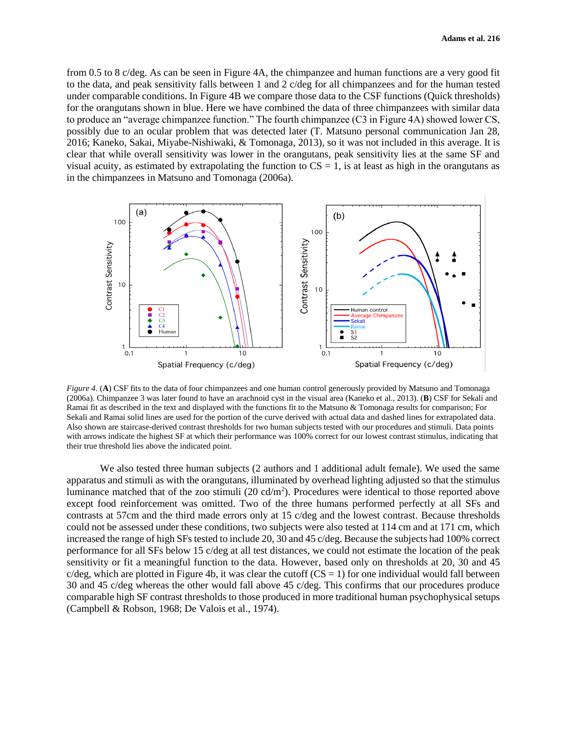from 0.5 to 8 c/deg. As can be seen in Figure 4A, the chimpanzee and human functions are a very good fit to the data, and peak sensitivity falls between 1 and 2 c/deg for all chimpanzees and for the human tested under comparable conditions. In Figure 4B we compare those data to the CSF functions (Quick thresholds) for the orangutans shown in blue. Here we have combined the data of three chimpanzees with similar data to produce an "average chimpanzee function." The fourth chimpanzee (C3 in Figure 4A) showed lower CS, possibly due to an ocular problem that was detected later (T. Matsuno personal communication Jan 28, 2016; Kaneko, Sakai, Miyabe-Nishiwaki, & Tomonaga, 2013), so it was not included in this average. It is clear that while overall sensitivity was lower in the orangutans, peak sensitivity lies at the same SF and visual acuity, as estimated by extrapolating the function to CS = 1, is at least as high in the orangutans as in the chimpanzees in Matsuno and Tomonaga (2006a).

*Figure 4*. (**A**) CSF fits to the data of four chimpanzees and one human control generously provided by Matsuno and Tomonaga (2006a). Chimpanzee 3 was later found to have an arachnoid cyst in the visual area (Kaneko et al., 2013). (**B**) CSF for Sekali and Ramai fit as described in the text and displayed with the functions fit to the Matsuno & Tomonaga results for comparison; For Sekali and Ramai solid lines are used for the portion of the curve derived with actual data and dashed lines for extrapolated data. Also shown are staircase-derived contrast thresholds for two human subjects tested with our procedures and stimuli. Data points with arrows indicate the highest SF at which their performance was 100% correct for our lowest contrast stimulus, indicating that their true threshold lies above the indicated point.

We also tested three human subjects (2 authors and 1 additional adult female). We used the same apparatus and stimuli as with the orangutans, illuminated by overhead lighting adjusted so that the stimulus luminance matched that of the zoo stimuli (20 cd/m$^2$). Procedures were identical to those reported above except food reinforcement was omitted. Two of the three humans performed perfectly at all SFs and contrasts at 57cm and the third made errors only at 15 c/deg and the lowest contrast. Because thresholds could not be assessed under these conditions, two subjects were also tested at 114 cm and at 171 cm, which increased the range of high SFs tested to include 20, 30 and 45 c/deg. Because the subjects had 100% correct performance for all SFs below 15 c/deg at all test distances, we could not estimate the location of the peak sensitivity or fit a meaningful function to the data. However, based only on thresholds at 20, 30 and 45 c/deg, which are plotted in Figure 4b, it was clear the cutoff (CS = 1) for one individual would fall between 30 and 45 c/deg whereas the other would fall above 45 c/deg. This confirms that our procedures produce comparable high SF contrast thresholds to those produced in more traditional human psychophysical setups (Campbell & Robson, 1968; De Valois et al., 1974).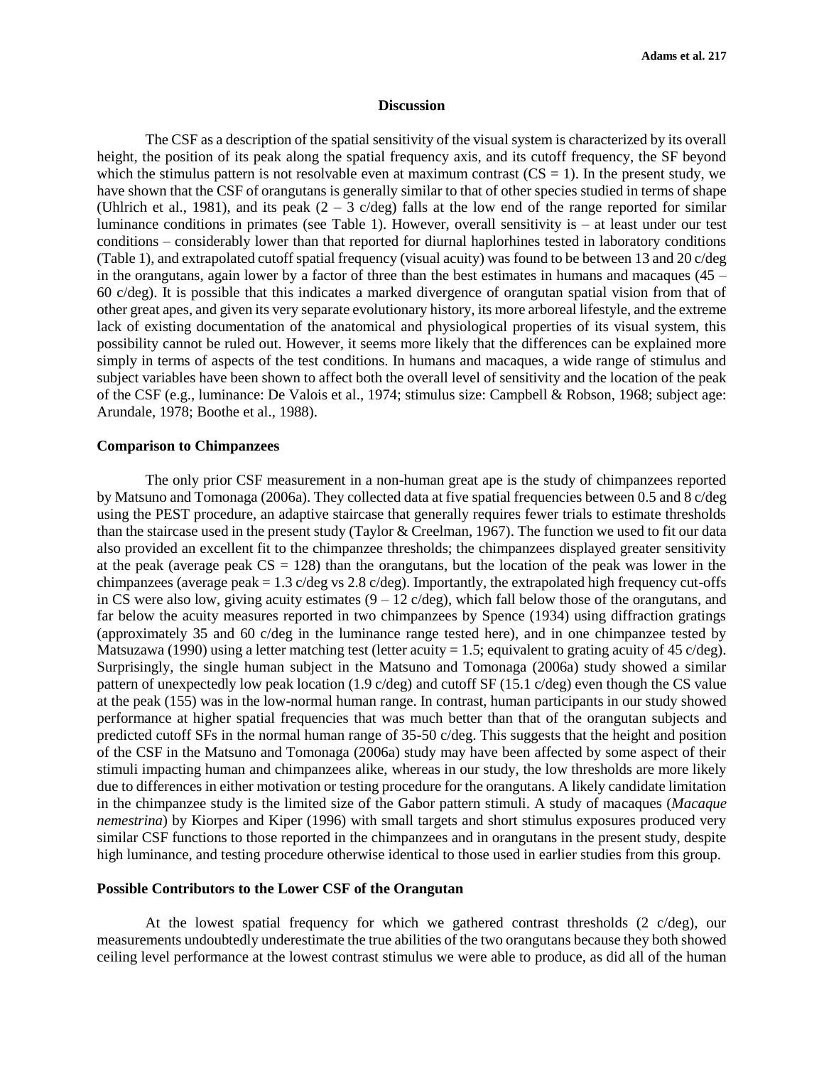## Discussion

The CSF as a description of the spatial sensitivity of the visual system is characterized by its overall height, the position of its peak along the spatial frequency axis, and its cutoff frequency, the SF beyond which the stimulus pattern is not resolvable even at maximum contrast (CS = 1). In the present study, we have shown that the CSF of orangutans is generally similar to that of other species studied in terms of shape (Uhlrich et al., 1981), and its peak (2 – 3 c/deg) falls at the low end of the range reported for similar luminance conditions in primates (see Table 1). However, overall sensitivity is – at least under our test conditions – considerably lower than that reported for diurnal haplorhines tested in laboratory conditions (Table 1), and extrapolated cutoff spatial frequency (visual acuity) was found to be between 13 and 20 c/deg in the orangutans, again lower by a factor of three than the best estimates in humans and macaques (45 – 60 c/deg). It is possible that this indicates a marked divergence of orangutan spatial vision from that of other great apes, and given its very separate evolutionary history, its more arboreal lifestyle, and the extreme lack of existing documentation of the anatomical and physiological properties of its visual system, this possibility cannot be ruled out. However, it seems more likely that the differences can be explained more simply in terms of aspects of the test conditions. In humans and macaques, a wide range of stimulus and subject variables have been shown to affect both the overall level of sensitivity and the location of the peak of the CSF (e.g., luminance: De Valois et al., 1974; stimulus size: Campbell & Robson, 1968; subject age: Arundale, 1978; Boothe et al., 1988).

### Comparison to Chimpanzees

The only prior CSF measurement in a non-human great ape is the study of chimpanzees reported by Matsuno and Tomonaga (2006a). They collected data at five spatial frequencies between 0.5 and 8 c/deg using the PEST procedure, an adaptive staircase that generally requires fewer trials to estimate thresholds than the staircase used in the present study (Taylor & Creelman, 1967). The function we used to fit our data also provided an excellent fit to the chimpanzee thresholds; the chimpanzees displayed greater sensitivity at the peak (average peak CS = 128) than the orangutans, but the location of the peak was lower in the chimpanzees (average peak = 1.3 c/deg vs 2.8 c/deg). Importantly, the extrapolated high frequency cut-offs in CS were also low, giving acuity estimates (9 – 12 c/deg), which fall below those of the orangutans, and far below the acuity measures reported in two chimpanzees by Spence (1934) using diffraction gratings (approximately 35 and 60 c/deg in the luminance range tested here), and in one chimpanzee tested by Matsuzawa (1990) using a letter matching test (letter acuity = 1.5; equivalent to grating acuity of 45 c/deg). Surprisingly, the single human subject in the Matsuno and Tomonaga (2006a) study showed a similar pattern of unexpectedly low peak location (1.9 c/deg) and cutoff SF (15.1 c/deg) even though the CS value at the peak (155) was in the low-normal human range. In contrast, human participants in our study showed performance at higher spatial frequencies that was much better than that of the orangutan subjects and predicted cutoff SFs in the normal human range of 35-50 c/deg. This suggests that the height and position of the CSF in the Matsuno and Tomonaga (2006a) study may have been affected by some aspect of their stimuli impacting human and chimpanzees alike, whereas in our study, the low thresholds are more likely due to differences in either motivation or testing procedure for the orangutans. A likely candidate limitation in the chimpanzee study is the limited size of the Gabor pattern stimuli. A study of macaques (*Macaque nemestrina*) by Kiorpes and Kiper (1996) with small targets and short stimulus exposures produced very similar CSF functions to those reported in the chimpanzees and in orangutans in the present study, despite high luminance, and testing procedure otherwise identical to those used in earlier studies from this group.

### Possible Contributors to the Lower CSF of the Orangutan

At the lowest spatial frequency for which we gathered contrast thresholds (2 c/deg), our measurements undoubtedly underestimate the true abilities of the two orangutans because they both showed ceiling level performance at the lowest contrast stimulus we were able to produce, as did all of the human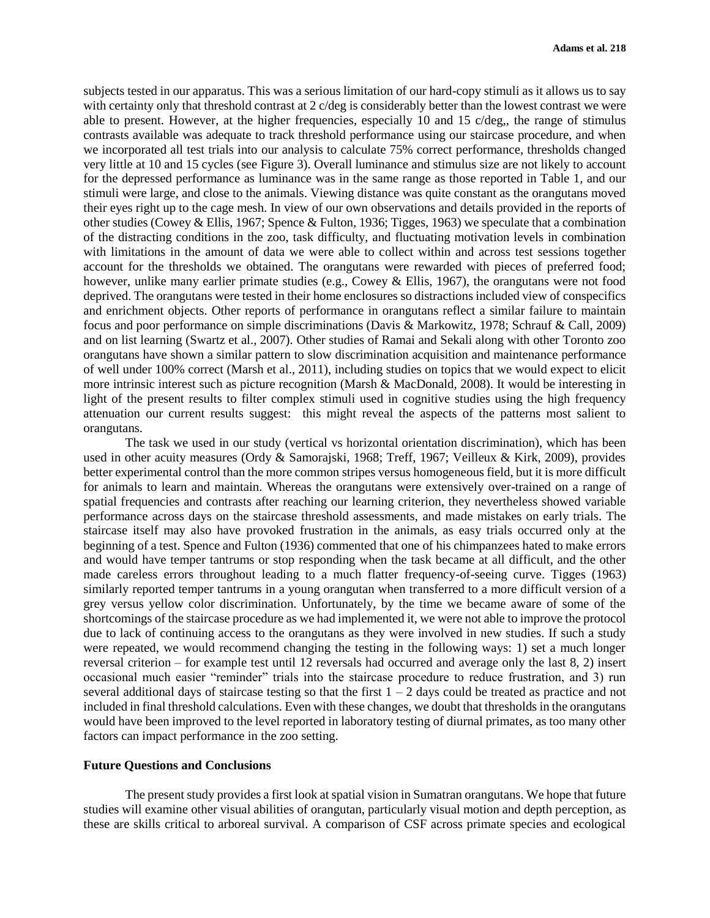subjects tested in our apparatus. This was a serious limitation of our hard-copy stimuli as it allows us to say with certainty only that threshold contrast at 2 c/deg is considerably better than the lowest contrast we were able to present. However, at the higher frequencies, especially 10 and 15 c/deg,, the range of stimulus contrasts available was adequate to track threshold performance using our staircase procedure, and when we incorporated all test trials into our analysis to calculate 75% correct performance, thresholds changed very little at 10 and 15 cycles (see Figure 3). Overall luminance and stimulus size are not likely to account for the depressed performance as luminance was in the same range as those reported in Table 1, and our stimuli were large, and close to the animals. Viewing distance was quite constant as the orangutans moved their eyes right up to the cage mesh. In view of our own observations and details provided in the reports of other studies (Cowey & Ellis, 1967; Spence & Fulton, 1936; Tigges, 1963) we speculate that a combination of the distracting conditions in the zoo, task difficulty, and fluctuating motivation levels in combination with limitations in the amount of data we were able to collect within and across test sessions together account for the thresholds we obtained. The orangutans were rewarded with pieces of preferred food; however, unlike many earlier primate studies (e.g., Cowey & Ellis, 1967), the orangutans were not food deprived. The orangutans were tested in their home enclosures so distractions included view of conspecifics and enrichment objects. Other reports of performance in orangutans reflect a similar failure to maintain focus and poor performance on simple discriminations (Davis & Markowitz, 1978; Schrauf & Call, 2009) and on list learning (Swartz et al., 2007). Other studies of Ramai and Sekali along with other Toronto zoo orangutans have shown a similar pattern to slow discrimination acquisition and maintenance performance of well under 100% correct (Marsh et al., 2011), including studies on topics that we would expect to elicit more intrinsic interest such as picture recognition (Marsh & MacDonald, 2008). It would be interesting in light of the present results to filter complex stimuli used in cognitive studies using the high frequency attenuation our current results suggest: this might reveal the aspects of the patterns most salient to orangutans.

The task we used in our study (vertical vs horizontal orientation discrimination), which has been used in other acuity measures (Ordy & Samorajski, 1968; Treff, 1967; Veilleux & Kirk, 2009), provides better experimental control than the more common stripes versus homogeneous field, but it is more difficult for animals to learn and maintain. Whereas the orangutans were extensively over-trained on a range of spatial frequencies and contrasts after reaching our learning criterion, they nevertheless showed variable performance across days on the staircase threshold assessments, and made mistakes on early trials. The staircase itself may also have provoked frustration in the animals, as easy trials occurred only at the beginning of a test. Spence and Fulton (1936) commented that one of his chimpanzees hated to make errors and would have temper tantrums or stop responding when the task became at all difficult, and the other made careless errors throughout leading to a much flatter frequency-of-seeing curve. Tigges (1963) similarly reported temper tantrums in a young orangutan when transferred to a more difficult version of a grey versus yellow color discrimination. Unfortunately, by the time we became aware of some of the shortcomings of the staircase procedure as we had implemented it, we were not able to improve the protocol due to lack of continuing access to the orangutans as they were involved in new studies. If such a study were repeated, we would recommend changing the testing in the following ways: 1) set a much longer reversal criterion – for example test until 12 reversals had occurred and average only the last 8, 2) insert occasional much easier "reminder" trials into the staircase procedure to reduce frustration, and 3) run several additional days of staircase testing so that the first 1 – 2 days could be treated as practice and not included in final threshold calculations. Even with these changes, we doubt that thresholds in the orangutans would have been improved to the level reported in laboratory testing of diurnal primates, as too many other factors can impact performance in the zoo setting.

### Future Questions and Conclusions

The present study provides a first look at spatial vision in Sumatran orangutans. We hope that future studies will examine other visual abilities of orangutan, particularly visual motion and depth perception, as these are skills critical to arboreal survival. A comparison of CSF across primate species and ecological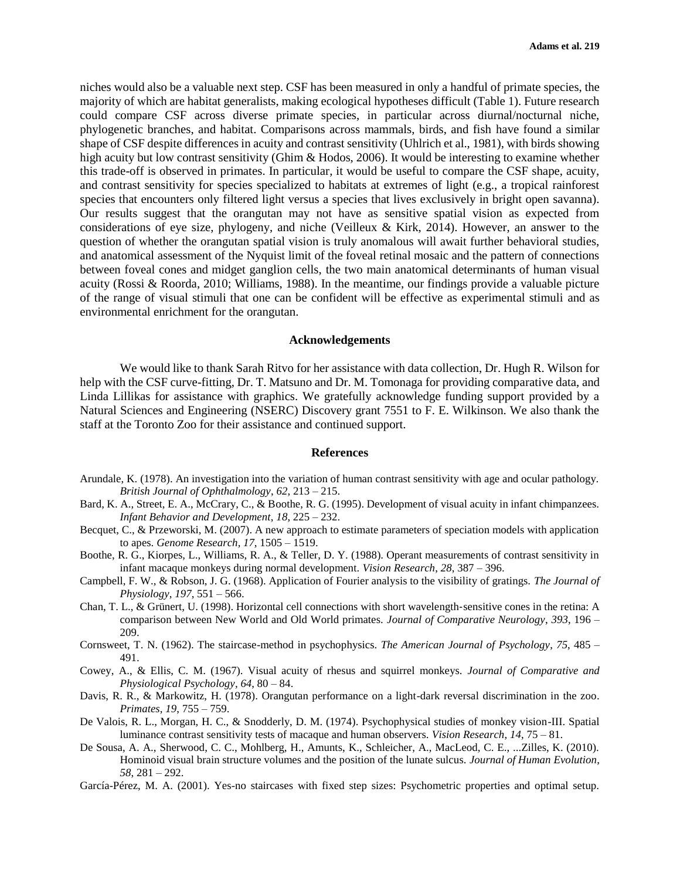niches would also be a valuable next step. CSF has been measured in only a handful of primate species, the majority of which are habitat generalists, making ecological hypotheses difficult (Table 1). Future research could compare CSF across diverse primate species, in particular across diurnal/nocturnal niche, phylogenetic branches, and habitat. Comparisons across mammals, birds, and fish have found a similar shape of CSF despite differences in acuity and contrast sensitivity (Uhlrich et al., 1981), with birds showing high acuity but low contrast sensitivity (Ghim & Hodos, 2006). It would be interesting to examine whether this trade-off is observed in primates. In particular, it would be useful to compare the CSF shape, acuity, and contrast sensitivity for species specialized to habitats at extremes of light (e.g., a tropical rainforest species that encounters only filtered light versus a species that lives exclusively in bright open savanna). Our results suggest that the orangutan may not have as sensitive spatial vision as expected from considerations of eye size, phylogeny, and niche (Veilleux & Kirk, 2014). However, an answer to the question of whether the orangutan spatial vision is truly anomalous will await further behavioral studies, and anatomical assessment of the Nyquist limit of the foveal retinal mosaic and the pattern of connections between foveal cones and midget ganglion cells, the two main anatomical determinants of human visual acuity (Rossi & Roorda, 2010; Williams, 1988). In the meantime, our findings provide a valuable picture of the range of visual stimuli that one can be confident will be effective as experimental stimuli and as environmental enrichment for the orangutan.

## Acknowledgements

We would like to thank Sarah Ritvo for her assistance with data collection, Dr. Hugh R. Wilson for help with the CSF curve-fitting, Dr. T. Matsuno and Dr. M. Tomonaga for providing comparative data, and Linda Lillikas for assistance with graphics. We gratefully acknowledge funding support provided by a Natural Sciences and Engineering (NSERC) Discovery grant 7551 to F. E. Wilkinson. We also thank the staff at the Toronto Zoo for their assistance and continued support.

## References

Arundale, K. (1978). An investigation into the variation of human contrast sensitivity with age and ocular pathology. *British Journal of Ophthalmology*, *62*, 213 – 215.

Bard, K. A., Street, E. A., McCrary, C., & Boothe, R. G. (1995). Development of visual acuity in infant chimpanzees. *Infant Behavior and Development*, *18*, 225 – 232.

Becquet, C., & Przeworski, M. (2007). A new approach to estimate parameters of speciation models with application to apes. *Genome Research*, *17*, 1505 – 1519.

Boothe, R. G., Kiorpes, L., Williams, R. A., & Teller, D. Y. (1988). Operant measurements of contrast sensitivity in infant macaque monkeys during normal development. *Vision Research*, *28*, 387 – 396.

Campbell, F. W., & Robson, J. G. (1968). Application of Fourier analysis to the visibility of gratings. *The Journal of Physiology*, *197*, 551 – 566.

Chan, T. L., & Grünert, U. (1998). Horizontal cell connections with short wavelength‐sensitive cones in the retina: A comparison between New World and Old World primates. *Journal of Comparative Neurology*, *393*, 196 – 209.

Cornsweet, T. N. (1962). The staircase-method in psychophysics. *The American Journal of Psychology*, *75*, 485 – 491.

Cowey, A., & Ellis, C. M. (1967). Visual acuity of rhesus and squirrel monkeys. *Journal of Comparative and Physiological Psychology*, *64*, 80 – 84.

Davis, R. R., & Markowitz, H. (1978). Orangutan performance on a light-dark reversal discrimination in the zoo. *Primates*, *19*, 755 – 759.

De Valois, R. L., Morgan, H. C., & Snodderly, D. M. (1974). Psychophysical studies of monkey vision-III. Spatial luminance contrast sensitivity tests of macaque and human observers. *Vision Research*, *14*, 75 – 81.

De Sousa, A. A., Sherwood, C. C., Mohlberg, H., Amunts, K., Schleicher, A., MacLeod, C. E., ...Zilles, K. (2010). Hominoid visual brain structure volumes and the position of the lunate sulcus. *Journal of Human Evolution*, *58*, 281 – 292.

García-Pérez, M. A. (2001). Yes-no staircases with fixed step sizes: Psychometric properties and optimal setup.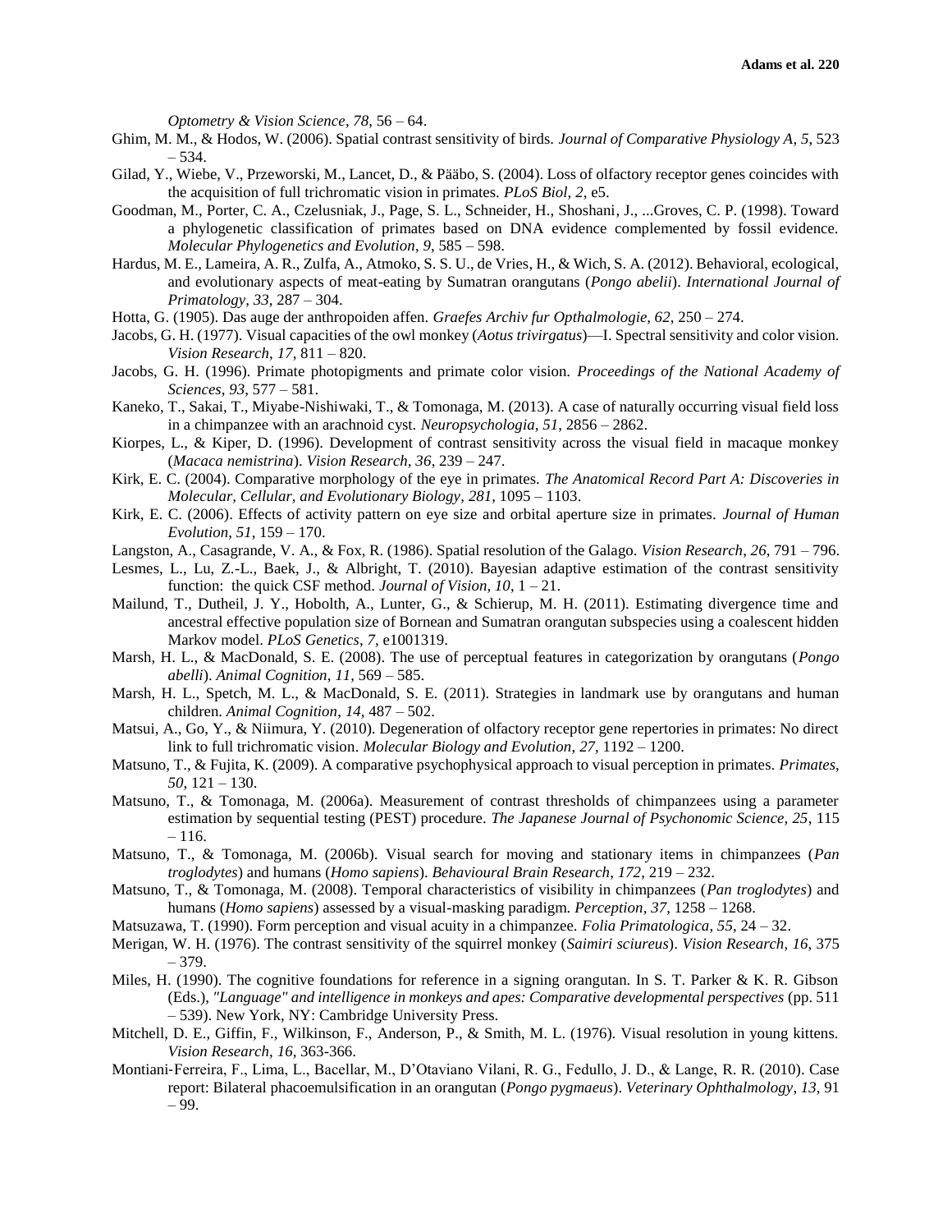*Optometry & Vision Science*, *78*, 56 – 64.

Ghim, M. M., & Hodos, W. (2006). Spatial contrast sensitivity of birds. *Journal of Comparative Physiology A*, *5*, 523 – 534.

Gilad, Y., Wiebe, V., Przeworski, M., Lancet, D., & Pääbo, S. (2004). Loss of olfactory receptor genes coincides with the acquisition of full trichromatic vision in primates. *PLoS Biol*, *2*, e5.

Goodman, M., Porter, C. A., Czelusniak, J., Page, S. L., Schneider, H., Shoshani, J., ...Groves, C. P. (1998). Toward a phylogenetic classification of primates based on DNA evidence complemented by fossil evidence. *Molecular Phylogenetics and Evolution*, *9*, 585 – 598.

Hardus, M. E., Lameira, A. R., Zulfa, A., Atmoko, S. S. U., de Vries, H., & Wich, S. A. (2012). Behavioral, ecological, and evolutionary aspects of meat-eating by Sumatran orangutans (*Pongo abelii*). *International Journal of Primatology*, *33*, 287 – 304.

Hotta, G. (1905). Das auge der anthropoiden affen. *Graefes Archiv fur Opthalmologie, 62*, 250 – 274.

Jacobs, G. H. (1977). Visual capacities of the owl monkey (*Aotus trivirgatus*)—I. Spectral sensitivity and color vision. *Vision Research*, *17*, 811 – 820.

Jacobs, G. H. (1996). Primate photopigments and primate color vision. *Proceedings of the National Academy of Sciences*, *93*, 577 – 581.

Kaneko, T., Sakai, T., Miyabe-Nishiwaki, T., & Tomonaga, M. (2013). A case of naturally occurring visual field loss in a chimpanzee with an arachnoid cyst. *Neuropsychologia*, *51*, 2856 – 2862.

Kiorpes, L., & Kiper, D. (1996). Development of contrast sensitivity across the visual field in macaque monkey (*Macaca nemistrina*). *Vision Research, 36*, 239 – 247.

Kirk, E. C. (2004). Comparative morphology of the eye in primates. *The Anatomical Record Part A: Discoveries in Molecular, Cellular, and Evolutionary Biology*, *281*, 1095 – 1103.

Kirk, E. C. (2006). Effects of activity pattern on eye size and orbital aperture size in primates. *Journal of Human Evolution*, *51*, 159 – 170.

Langston, A., Casagrande, V. A., & Fox, R. (1986). Spatial resolution of the Galago. *Vision Research*, *26*, 791 – 796.

Lesmes, L., Lu, Z.-L., Baek, J., & Albright, T. (2010). Bayesian adaptive estimation of the contrast sensitivity function: the quick CSF method. *Journal of Vision, 10*, 1 – 21.

Mailund, T., Dutheil, J. Y., Hobolth, A., Lunter, G., & Schierup, M. H. (2011). Estimating divergence time and ancestral effective population size of Bornean and Sumatran orangutan subspecies using a coalescent hidden Markov model. *PLoS Genetics*, *7*, e1001319.

Marsh, H. L., & MacDonald, S. E. (2008). The use of perceptual features in categorization by orangutans (*Pongo abelli*). *Animal Cognition*, *11*, 569 – 585.

Marsh, H. L., Spetch, M. L., & MacDonald, S. E. (2011). Strategies in landmark use by orangutans and human children. *Animal Cognition*, *14*, 487 – 502.

Matsui, A., Go, Y., & Niimura, Y. (2010). Degeneration of olfactory receptor gene repertories in primates: No direct link to full trichromatic vision. *Molecular Biology and Evolution*, *27*, 1192 – 1200.

Matsuno, T., & Fujita, K. (2009). A comparative psychophysical approach to visual perception in primates. *Primates*, *50*, 121 – 130.

Matsuno, T., & Tomonaga, M. (2006a). Measurement of contrast thresholds of chimpanzees using a parameter estimation by sequential testing (PEST) procedure. *The Japanese Journal of Psychonomic Science, 25*, 115 – 116.

Matsuno, T., & Tomonaga, M. (2006b). Visual search for moving and stationary items in chimpanzees (*Pan troglodytes*) and humans (*Homo sapiens*). *Behavioural Brain Research*, *172*, 219 – 232.

Matsuno, T., & Tomonaga, M. (2008). Temporal characteristics of visibility in chimpanzees (*Pan troglodytes*) and humans (*Homo sapiens*) assessed by a visual-masking paradigm. *Perception*, *37*, 1258 – 1268.

Matsuzawa, T. (1990). Form perception and visual acuity in a chimpanzee. *Folia Primatologica*, *55*, 24 – 32.

Merigan, W. H. (1976). The contrast sensitivity of the squirrel monkey (*Saimiri sciureus*). *Vision Research*, *16*, 375 – 379.

Miles, H. (1990). The cognitive foundations for reference in a signing orangutan. In S. T. Parker & K. R. Gibson (Eds.), *"Language" and intelligence in monkeys and apes: Comparative developmental perspectives* (pp. 511 – 539). New York, NY: Cambridge University Press.

Mitchell, D. E., Giffin, F., Wilkinson, F., Anderson, P., & Smith, M. L. (1976). Visual resolution in young kittens. *Vision Research*, *16*, 363-366.

Montiani‐Ferreira, F., Lima, L., Bacellar, M., D'Otaviano Vilani, R. G., Fedullo, J. D., & Lange, R. R. (2010). Case report: Bilateral phacoemulsification in an orangutan (*Pongo pygmaeus*). *Veterinary Ophthalmology*, *13*, 91 – 99.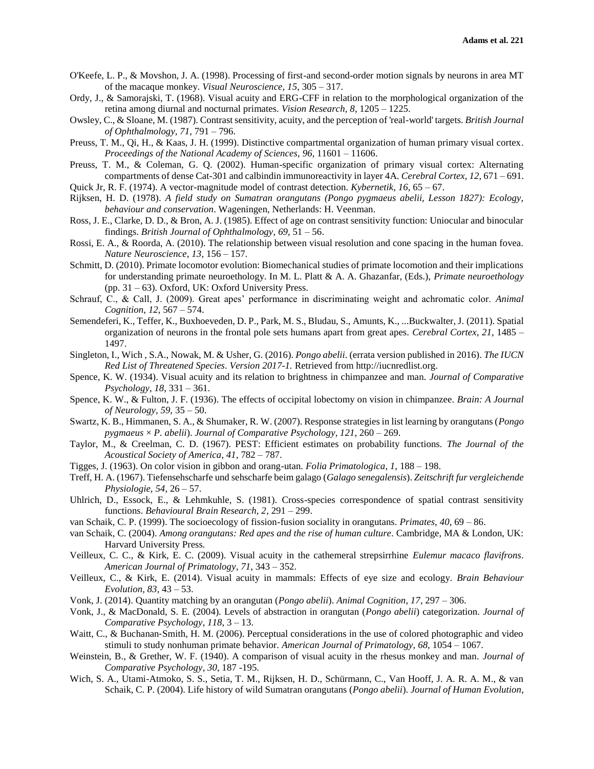O'Keefe, L. P., & Movshon, J. A. (1998). Processing of first-and second-order motion signals by neurons in area MT of the macaque monkey. *Visual Neuroscience*, *15*, 305 – 317.

Ordy, J., & Samorajski, T. (1968). Visual acuity and ERG-CFF in relation to the morphological organization of the retina among diurnal and nocturnal primates. *Vision Research, 8*, 1205 – 1225.

Owsley, C., & Sloane, M. (1987). Contrast sensitivity, acuity, and the perception of 'real-world' targets. *British Journal of Ophthalmology, 71*, 791 – 796.

Preuss, T. M., Qi, H., & Kaas, J. H. (1999). Distinctive compartmental organization of human primary visual cortex. *Proceedings of the National Academy of Sciences*, *96*, 11601 – 11606.

Preuss, T. M., & Coleman, G. Q. (2002). Human-specific organization of primary visual cortex: Alternating compartments of dense Cat-301 and calbindin immunoreactivity in layer 4A. *Cerebral Cortex, 12*, 671 – 691.

Quick Jr, R. F. (1974). A vector-magnitude model of contrast detection. *Kybernetik, 16*, 65 – 67.

Rijksen, H. D. (1978). *A field study on Sumatran orangutans (Pongo pygmaeus abelii, Lesson 1827): Ecology, behaviour and conservation*. Wageningen, Netherlands: H. Veenman.

Ross, J. E., Clarke, D. D., & Bron, A. J. (1985). Effect of age on contrast sensitivity function: Uniocular and binocular findings. *British Journal of Ophthalmology, 69*, 51 – 56.

Rossi, E. A., & Roorda, A. (2010). The relationship between visual resolution and cone spacing in the human fovea. *Nature Neuroscience*, *13*, 156 – 157.

Schmitt, D. (2010). Primate locomotor evolution: Biomechanical studies of primate locomotion and their implications for understanding primate neuroethology. In M. L. Platt & A. A. Ghazanfar, (Eds.), *Primate neuroethology* (pp. 31 – 63). Oxford, UK: Oxford University Press.

Schrauf, C., & Call, J. (2009). Great apes' performance in discriminating weight and achromatic color. *Animal Cognition*, *12*, 567 – 574.

Semendeferi, K., Teffer, K., Buxhoeveden, D. P., Park, M. S., Bludau, S., Amunts, K., ...Buckwalter, J. (2011). Spatial organization of neurons in the frontal pole sets humans apart from great apes. *Cerebral Cortex, 21*, 1485 – 1497.

Singleton, I., Wich , S.A., Nowak, M. & Usher, G. (2016). *Pongo abelii*. (errata version published in 2016). *The IUCN Red List of Threatened Species. Version 2017-1.* Retrieved from http://iucnredlist.org.

Spence, K. W. (1934). Visual acuity and its relation to brightness in chimpanzee and man. *Journal of Comparative Psychology*, *18*, 331 – 361.

Spence, K. W., & Fulton, J. F. (1936). The effects of occipital lobectomy on vision in chimpanzee. *Brain: A Journal of Neurology, 59*, 35 – 50.

Swartz, K. B., Himmanen, S. A., & Shumaker, R. W. (2007). Response strategies in list learning by orangutans (*Pongo pygmaeus* × *P. abelii*). *Journal of Comparative Psychology*, *121*, 260 – 269.

Taylor, M., & Creelman, C. D. (1967). PEST: Efficient estimates on probability functions. *The Journal of the Acoustical Society of America*, *41*, 782 – 787.

Tigges, J. (1963). On color vision in gibbon and orang-utan. *Folia Primatologica, 1*, 188 – 198.

Treff, H. A. (1967). Tiefensehscharfe und sehscharfe beim galago (*Galago senegalensis*). *Zeitschrift fur vergleichende Physiologie, 54*, 26 – 57.

Uhlrich, D., Essock, E., & Lehmkuhle, S. (1981). Cross-species correspondence of spatial contrast sensitivity functions. *Behavioural Brain Research, 2*, 291 – 299.

van Schaik, C. P. (1999). The socioecology of fission-fusion sociality in orangutans. *Primates*, *40*, 69 – 86.

van Schaik, C. (2004). *Among orangutans: Red apes and the rise of human culture*. Cambridge, MA & London, UK: Harvard University Press.

Veilleux, C. C., & Kirk, E. C. (2009). Visual acuity in the cathemeral strepsirrhine *Eulemur macaco flavifrons*. *American Journal of Primatology*, *71*, 343 – 352.

Veilleux, C., & Kirk, E. (2014). Visual acuity in mammals: Effects of eye size and ecology. *Brain Behaviour Evolution, 83*, 43 – 53.

Vonk, J. (2014). Quantity matching by an orangutan (*Pongo abelii*). *Animal Cognition*, *17*, 297 – 306.

Vonk, J., & MacDonald, S. E. (2004). Levels of abstraction in orangutan (*Pongo abelii*) categorization. *Journal of Comparative Psychology*, *118*, 3 – 13.

Waitt, C., & Buchanan-Smith, H. M. (2006). Perceptual considerations in the use of colored photographic and video stimuli to study nonhuman primate behavior. *American Journal of Primatology*, *68*, 1054 – 1067.

Weinstein, B., & Grether, W. F. (1940). A comparison of visual acuity in the rhesus monkey and man. *Journal of Comparative Psychology*, *30*, 187 -195.

Wich, S. A., Utami-Atmoko, S. S., Setia, T. M., Rijksen, H. D., Schürmann, C., Van Hooff, J. A. R. A. M., & van Schaik, C. P. (2004). Life history of wild Sumatran orangutans (*Pongo abelii*). *Journal of Human Evolution*,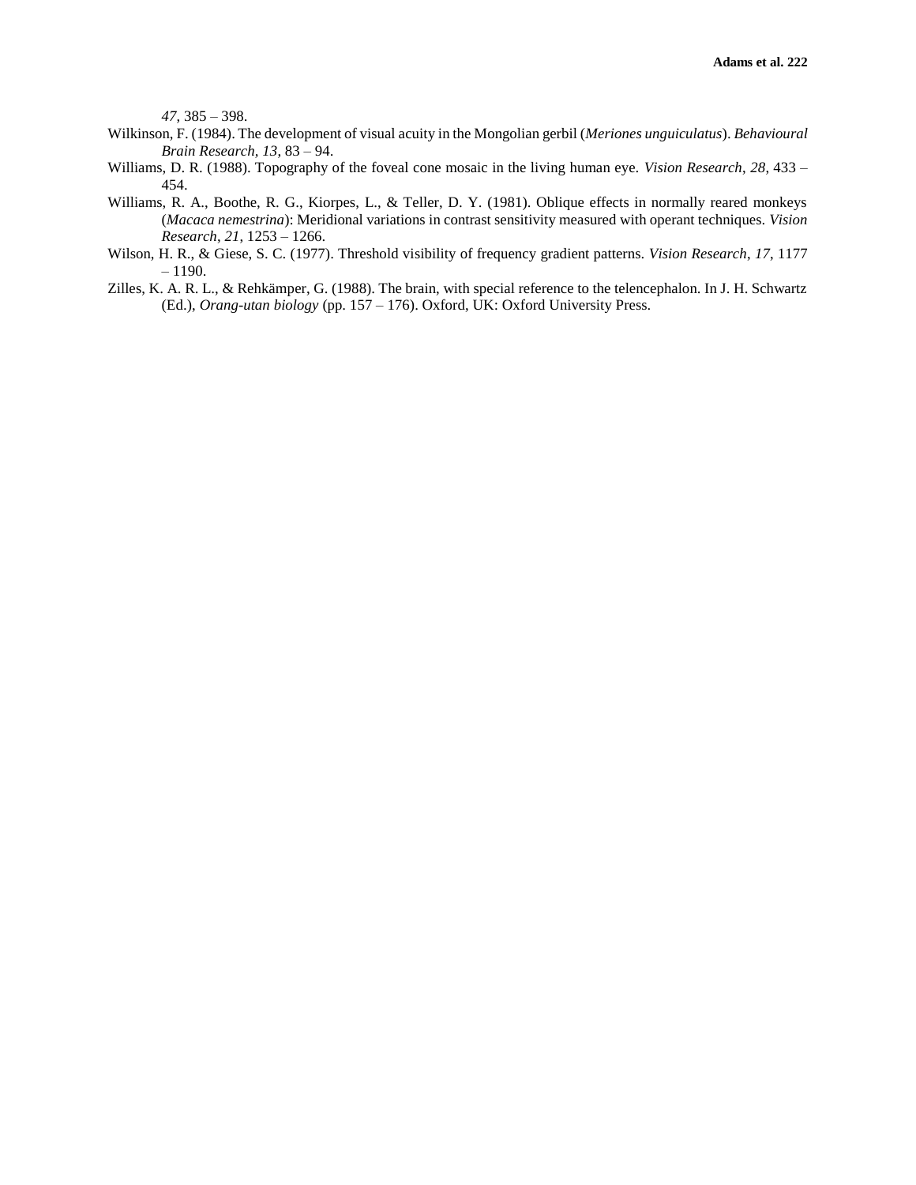*47*, 385 – 398.

Wilkinson, F. (1984). The development of visual acuity in the Mongolian gerbil (*Meriones unguiculatus*). *Behavioural Brain Research*, *13*, 83 – 94.

Williams, D. R. (1988). Topography of the foveal cone mosaic in the living human eye. *Vision Research*, *28*, 433 – 454.

Williams, R. A., Boothe, R. G., Kiorpes, L., & Teller, D. Y. (1981). Oblique effects in normally reared monkeys (*Macaca nemestrina*): Meridional variations in contrast sensitivity measured with operant techniques. *Vision Research*, *21*, 1253 – 1266.

Wilson, H. R., & Giese, S. C. (1977). Threshold visibility of frequency gradient patterns. *Vision Research*, *17*, 1177 – 1190.

Zilles, K. A. R. L., & Rehkämper, G. (1988). The brain, with special reference to the telencephalon. In J. H. Schwartz (Ed.), *Orang-utan biology* (pp. 157 – 176). Oxford, UK: Oxford University Press.